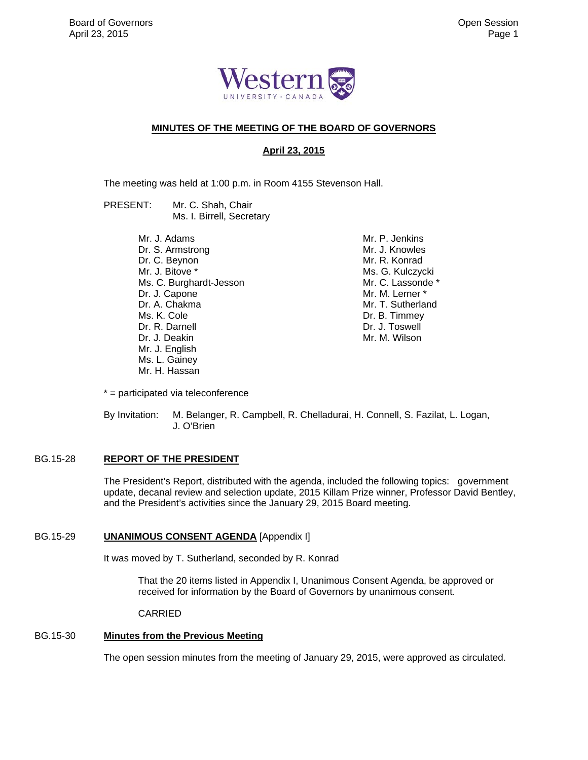# MINUTES OF THE MEETING OF THE BOARD OF GOVERNORS

## April 23, 2015

The meeting was held at 1:00 p.m. in Room 4155 Stevenson Hall.

PRESENT: Mr. C. Shah, Chair
Ms. I. Birrell, Secretary

Mr. J. Adams
Dr. S. Armstrong
Dr. C. Beynon
Mr. J. Bitove *
Ms. C. Burghardt-Jesson
Dr. J. Capone
Dr. A. Chakma
Ms. K. Cole
Dr. R. Darnell
Dr. J. Deakin
Mr. J. English
Ms. L. Gainey
Mr. H. Hassan
Mr. P. Jenkins
Mr. J. Knowles
Mr. R. Konrad
Ms. G. Kulczycki
Mr. C. Lassonde *
Mr. M. Lerner *
Mr. T. Sutherland
Dr. B. Timmey
Dr. J. Toswell
Mr. M. Wilson

* = participated via teleconference

By Invitation: M. Belanger, R. Campbell, R. Chelladurai, H. Connell, S. Fazilat, L. Logan, J. O'Brien

### BG.15-28 REPORT OF THE PRESIDENT

The President's Report, distributed with the agenda, included the following topics: government update, decanal review and selection update, 2015 Killam Prize winner, Professor David Bentley, and the President's activities since the January 29, 2015 Board meeting.

### BG.15-29 UNANIMOUS CONSENT AGENDA [Appendix I]

It was moved by T. Sutherland, seconded by R. Konrad

> That the 20 items listed in Appendix I, Unanimous Consent Agenda, be approved or received for information by the Board of Governors by unanimous consent.
>
> CARRIED

### BG.15-30 Minutes from the Previous Meeting

The open session minutes from the meeting of January 29, 2015, were approved as circulated.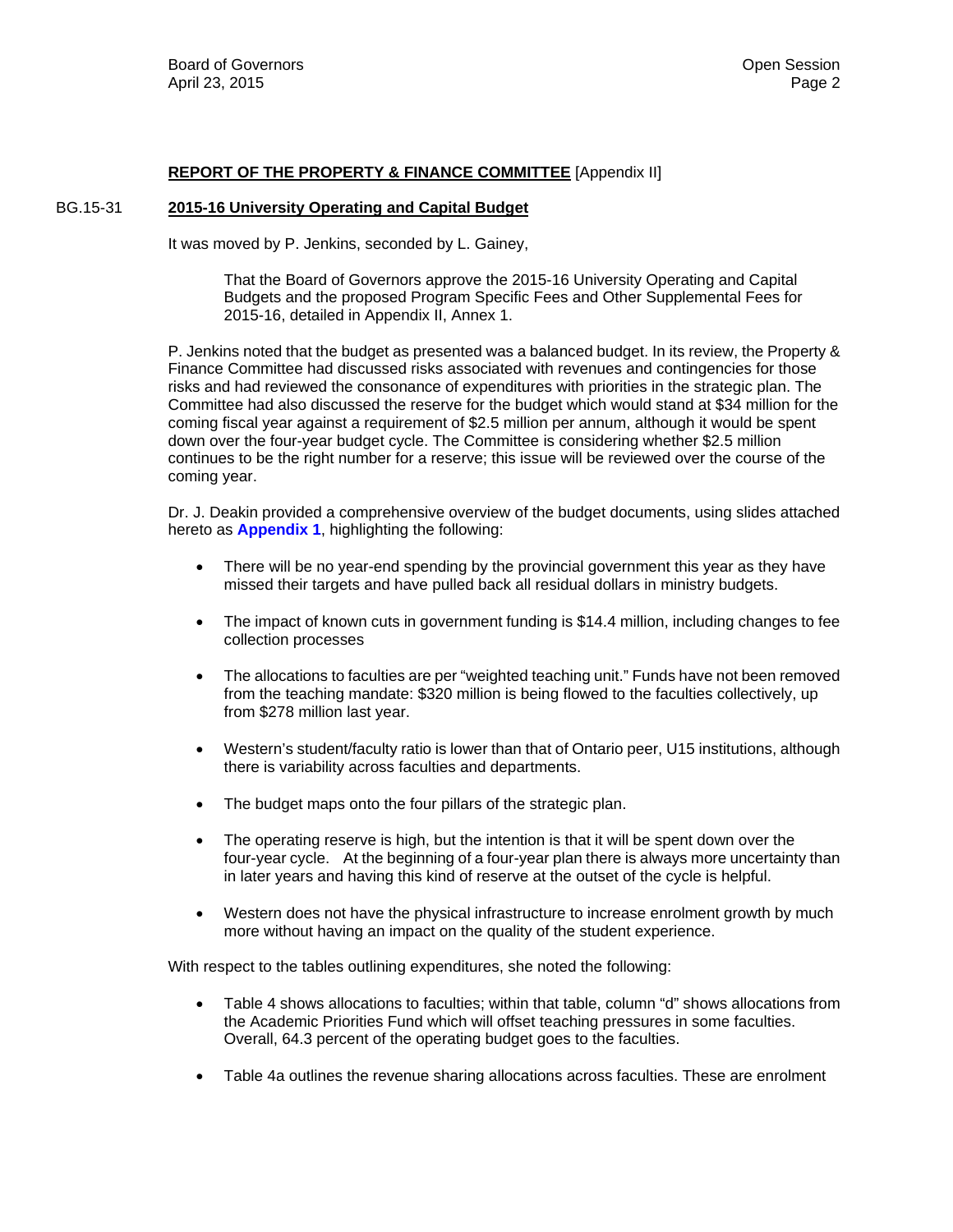**REPORT OF THE PROPERTY & FINANCE COMMITTEE** [Appendix II]

BG.15-31 **2015-16 University Operating and Capital Budget**

It was moved by P. Jenkins, seconded by L. Gainey,

> That the Board of Governors approve the 2015-16 University Operating and Capital Budgets and the proposed Program Specific Fees and Other Supplemental Fees for 2015-16, detailed in Appendix II, Annex 1.

P. Jenkins noted that the budget as presented was a balanced budget. In its review, the Property & Finance Committee had discussed risks associated with revenues and contingencies for those risks and had reviewed the consonance of expenditures with priorities in the strategic plan. The Committee had also discussed the reserve for the budget which would stand at $34 million for the coming fiscal year against a requirement of $2.5 million per annum, although it would be spent down over the four-year budget cycle. The Committee is considering whether $2.5 million continues to be the right number for a reserve; this issue will be reviewed over the course of the coming year.

Dr. J. Deakin provided a comprehensive overview of the budget documents, using slides attached hereto as **Appendix 1**, highlighting the following:

- There will be no year-end spending by the provincial government this year as they have missed their targets and have pulled back all residual dollars in ministry budgets.
- The impact of known cuts in government funding is $14.4 million, including changes to fee collection processes
- The allocations to faculties are per "weighted teaching unit." Funds have not been removed from the teaching mandate: $320 million is being flowed to the faculties collectively, up from $278 million last year.
- Western's student/faculty ratio is lower than that of Ontario peer, U15 institutions, although there is variability across faculties and departments.
- The budget maps onto the four pillars of the strategic plan.
- The operating reserve is high, but the intention is that it will be spent down over the four-year cycle. At the beginning of a four-year plan there is always more uncertainty than in later years and having this kind of reserve at the outset of the cycle is helpful.
- Western does not have the physical infrastructure to increase enrolment growth by much more without having an impact on the quality of the student experience.

With respect to the tables outlining expenditures, she noted the following:

- Table 4 shows allocations to faculties; within that table, column "d" shows allocations from the Academic Priorities Fund which will offset teaching pressures in some faculties. Overall, 64.3 percent of the operating budget goes to the faculties.
- Table 4a outlines the revenue sharing allocations across faculties. These are enrolment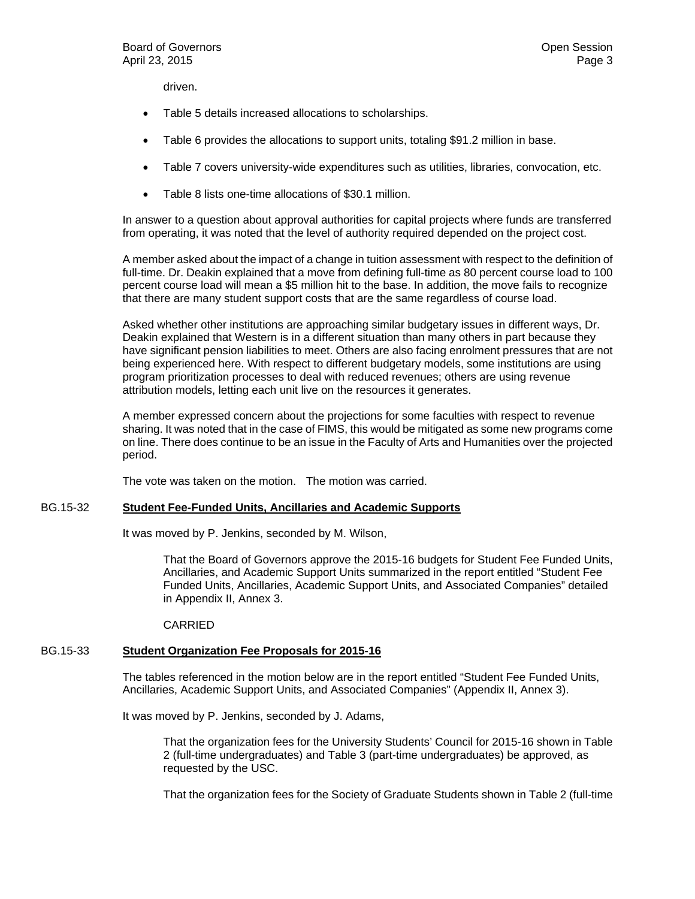driven.

- Table 5 details increased allocations to scholarships.
- Table 6 provides the allocations to support units, totaling $91.2 million in base.
- Table 7 covers university-wide expenditures such as utilities, libraries, convocation, etc.
- Table 8 lists one-time allocations of $30.1 million.

In answer to a question about approval authorities for capital projects where funds are transferred from operating, it was noted that the level of authority required depended on the project cost.

A member asked about the impact of a change in tuition assessment with respect to the definition of full-time. Dr. Deakin explained that a move from defining full-time as 80 percent course load to 100 percent course load will mean a $5 million hit to the base. In addition, the move fails to recognize that there are many student support costs that are the same regardless of course load.

Asked whether other institutions are approaching similar budgetary issues in different ways, Dr. Deakin explained that Western is in a different situation than many others in part because they have significant pension liabilities to meet. Others are also facing enrolment pressures that are not being experienced here. With respect to different budgetary models, some institutions are using program prioritization processes to deal with reduced revenues; others are using revenue attribution models, letting each unit live on the resources it generates.

A member expressed concern about the projections for some faculties with respect to revenue sharing. It was noted that in the case of FIMS, this would be mitigated as some new programs come on line. There does continue to be an issue in the Faculty of Arts and Humanities over the projected period.

The vote was taken on the motion. The motion was carried.

## BG.15-32 **Student Fee-Funded Units, Ancillaries and Academic Supports**

It was moved by P. Jenkins, seconded by M. Wilson,

> That the Board of Governors approve the 2015-16 budgets for Student Fee Funded Units, Ancillaries, and Academic Support Units summarized in the report entitled "Student Fee Funded Units, Ancillaries, Academic Support Units, and Associated Companies" detailed in Appendix II, Annex 3.
>
> CARRIED

## BG.15-33 **Student Organization Fee Proposals for 2015-16**

The tables referenced in the motion below are in the report entitled "Student Fee Funded Units, Ancillaries, Academic Support Units, and Associated Companies" (Appendix II, Annex 3).

It was moved by P. Jenkins, seconded by J. Adams,

> That the organization fees for the University Students' Council for 2015-16 shown in Table 2 (full-time undergraduates) and Table 3 (part-time undergraduates) be approved, as requested by the USC.
>
> That the organization fees for the Society of Graduate Students shown in Table 2 (full-time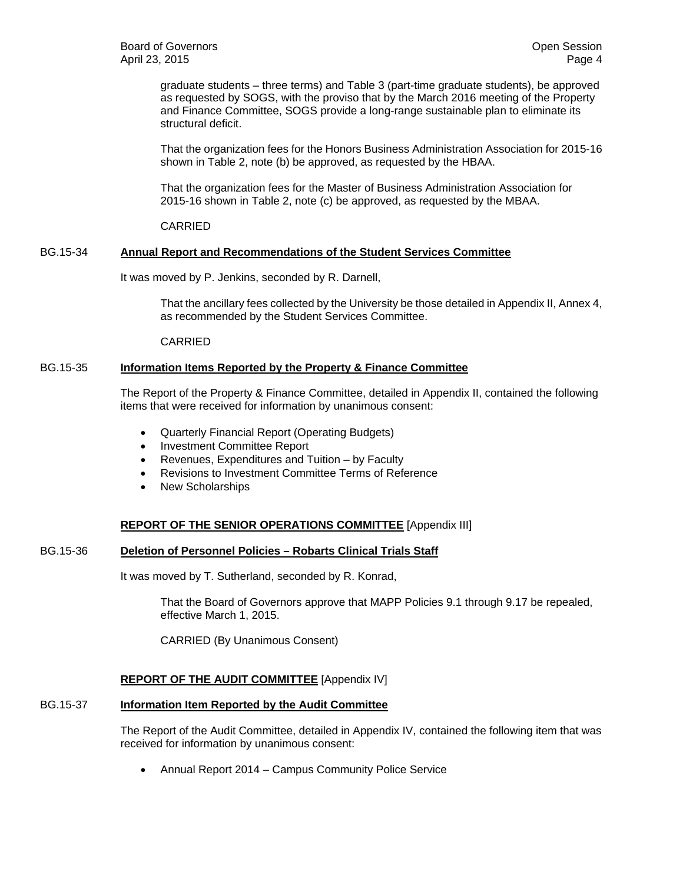graduate students – three terms) and Table 3 (part-time graduate students), be approved as requested by SOGS, with the proviso that by the March 2016 meeting of the Property and Finance Committee, SOGS provide a long-range sustainable plan to eliminate its structural deficit.

That the organization fees for the Honors Business Administration Association for 2015-16 shown in Table 2, note (b) be approved, as requested by the HBAA.

That the organization fees for the Master of Business Administration Association for 2015-16 shown in Table 2, note (c) be approved, as requested by the MBAA.

CARRIED

**BG.15-34 Annual Report and Recommendations of the Student Services Committee**

It was moved by P. Jenkins, seconded by R. Darnell,

That the ancillary fees collected by the University be those detailed in Appendix II, Annex 4, as recommended by the Student Services Committee.

CARRIED

**BG.15-35 Information Items Reported by the Property & Finance Committee**

The Report of the Property & Finance Committee, detailed in Appendix II, contained the following items that were received for information by unanimous consent:

- Quarterly Financial Report (Operating Budgets)
- Investment Committee Report
- Revenues, Expenditures and Tuition – by Faculty
- Revisions to Investment Committee Terms of Reference
- New Scholarships

## REPORT OF THE SENIOR OPERATIONS COMMITTEE [Appendix III]

**BG.15-36 Deletion of Personnel Policies – Robarts Clinical Trials Staff**

It was moved by T. Sutherland, seconded by R. Konrad,

That the Board of Governors approve that MAPP Policies 9.1 through 9.17 be repealed, effective March 1, 2015.

CARRIED (By Unanimous Consent)

## REPORT OF THE AUDIT COMMITTEE [Appendix IV]

**BG.15-37 Information Item Reported by the Audit Committee**

The Report of the Audit Committee, detailed in Appendix IV, contained the following item that was received for information by unanimous consent:

- Annual Report 2014 – Campus Community Police Service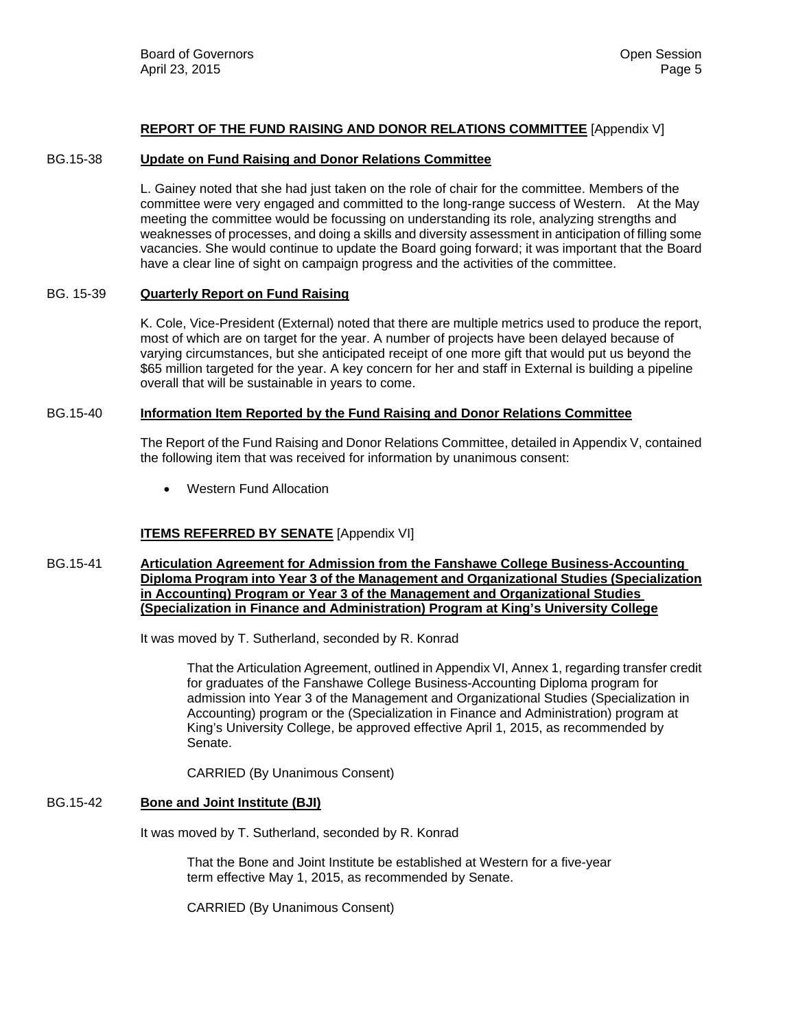**REPORT OF THE FUND RAISING AND DONOR RELATIONS COMMITTEE** [Appendix V]

BG.15-38 **Update on Fund Raising and Donor Relations Committee**

L. Gainey noted that she had just taken on the role of chair for the committee. Members of the committee were very engaged and committed to the long-range success of Western. At the May meeting the committee would be focussing on understanding its role, analyzing strengths and weaknesses of processes, and doing a skills and diversity assessment in anticipation of filling some vacancies. She would continue to update the Board going forward; it was important that the Board have a clear line of sight on campaign progress and the activities of the committee.

BG. 15-39 **Quarterly Report on Fund Raising**

K. Cole, Vice-President (External) noted that there are multiple metrics used to produce the report, most of which are on target for the year. A number of projects have been delayed because of varying circumstances, but she anticipated receipt of one more gift that would put us beyond the $65 million targeted for the year. A key concern for her and staff in External is building a pipeline overall that will be sustainable in years to come.

BG.15-40 **Information Item Reported by the Fund Raising and Donor Relations Committee**

The Report of the Fund Raising and Donor Relations Committee, detailed in Appendix V, contained the following item that was received for information by unanimous consent:

- Western Fund Allocation

**ITEMS REFERRED BY SENATE** [Appendix VI]

BG.15-41 **Articulation Agreement for Admission from the Fanshawe College Business-Accounting Diploma Program into Year 3 of the Management and Organizational Studies (Specialization in Accounting) Program or Year 3 of the Management and Organizational Studies (Specialization in Finance and Administration) Program at King's University College**

It was moved by T. Sutherland, seconded by R. Konrad

> That the Articulation Agreement, outlined in Appendix VI, Annex 1, regarding transfer credit for graduates of the Fanshawe College Business-Accounting Diploma program for admission into Year 3 of the Management and Organizational Studies (Specialization in Accounting) program or the (Specialization in Finance and Administration) program at King's University College, be approved effective April 1, 2015, as recommended by Senate.
>
> CARRIED (By Unanimous Consent)

BG.15-42 **Bone and Joint Institute (BJI)**

It was moved by T. Sutherland, seconded by R. Konrad

> That the Bone and Joint Institute be established at Western for a five-year term effective May 1, 2015, as recommended by Senate.
>
> CARRIED (By Unanimous Consent)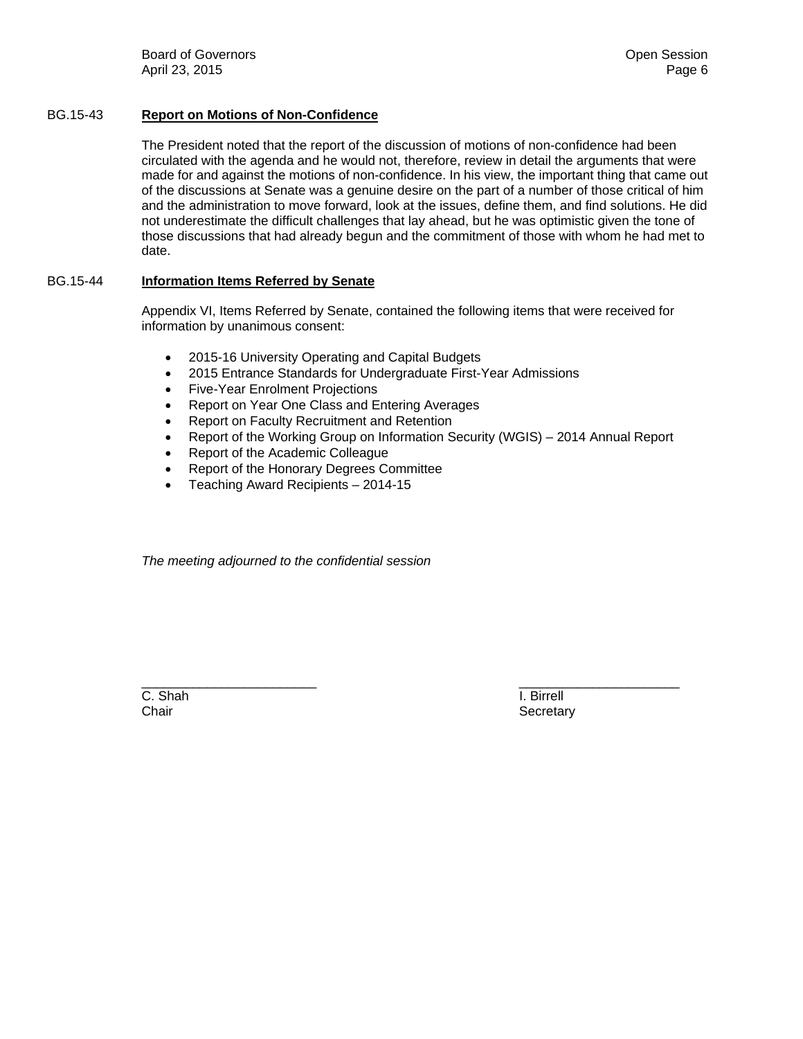### BG.15-43 **Report on Motions of Non-Confidence**

The President noted that the report of the discussion of motions of non-confidence had been circulated with the agenda and he would not, therefore, review in detail the arguments that were made for and against the motions of non-confidence. In his view, the important thing that came out of the discussions at Senate was a genuine desire on the part of a number of those critical of him and the administration to move forward, look at the issues, define them, and find solutions. He did not underestimate the difficult challenges that lay ahead, but he was optimistic given the tone of those discussions that had already begun and the commitment of those with whom he had met to date.

### BG.15-44 **Information Items Referred by Senate**

Appendix VI, Items Referred by Senate, contained the following items that were received for information by unanimous consent:

- 2015-16 University Operating and Capital Budgets
- 2015 Entrance Standards for Undergraduate First-Year Admissions
- Five-Year Enrolment Projections
- Report on Year One Class and Entering Averages
- Report on Faculty Recruitment and Retention
- Report of the Working Group on Information Security (WGIS) – 2014 Annual Report
- Report of the Academic Colleague
- Report of the Honorary Degrees Committee
- Teaching Award Recipients – 2014-15

*The meeting adjourned to the confidential session*

| _______________________ | _______________________ |
|---|---|
| C. Shah | I. Birrell |
| Chair | Secretary |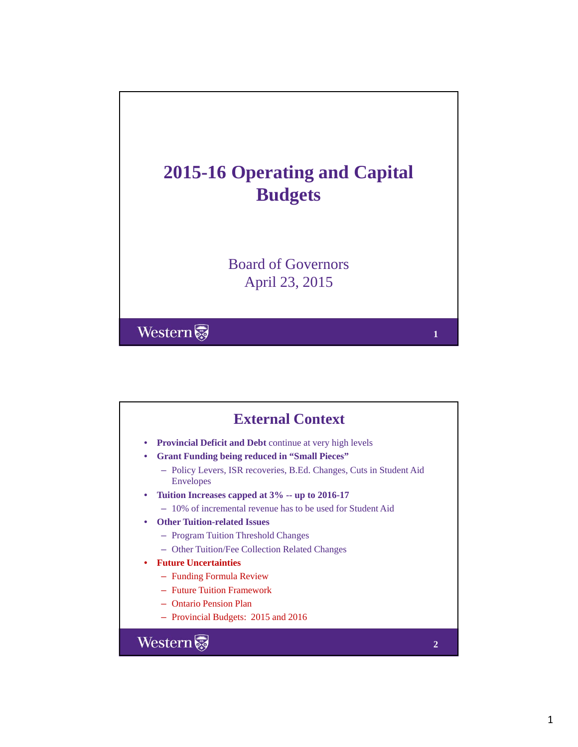# 2015-16 Operating and Capital Budgets

Board of Governors
April 23, 2015

## External Context

- **Provincial Deficit and Debt** continue at very high levels
- **Grant Funding being reduced in "Small Pieces"**
  - Policy Levers, ISR recoveries, B.Ed. Changes, Cuts in Student Aid Envelopes
- **Tuition Increases capped at 3% -- up to 2016-17**
  - 10% of incremental revenue has to be used for Student Aid
- **Other Tuition-related Issues**
  - Program Tuition Threshold Changes
  - Other Tuition/Fee Collection Related Changes
- **Future Uncertainties**
  - Funding Formula Review
  - Future Tuition Framework
  - Ontario Pension Plan
  - Provincial Budgets: 2015 and 2016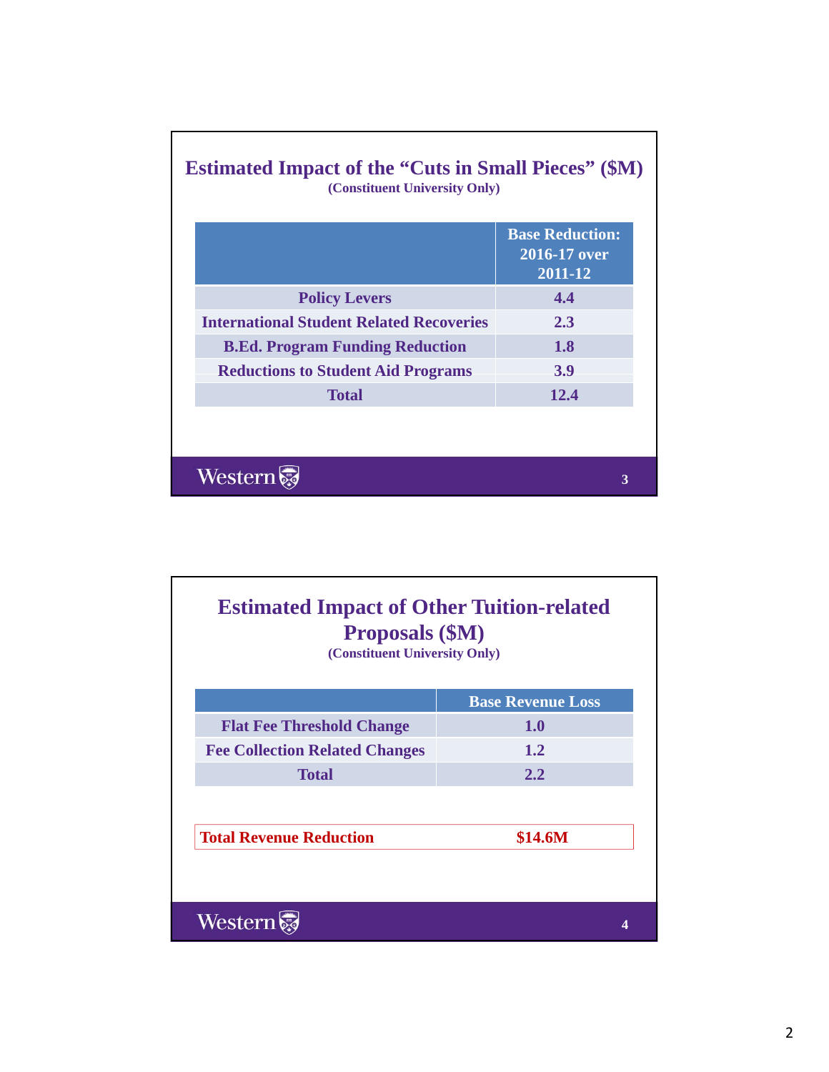## Estimated Impact of the "Cuts in Small Pieces" ($M)

**(Constituent University Only)**

| | Base Reduction: 2016-17 over 2011-12 |
|---|---|
| Policy Levers | 4.4 |
| International Student Related Recoveries | 2.3 |
| B.Ed. Program Funding Reduction | 1.8 |
| Reductions to Student Aid Programs | 3.9 |
| Total | 12.4 |

## Estimated Impact of Other Tuition-related Proposals ($M)

**(Constituent University Only)**

| | Base Revenue Loss |
|---|---|
| Flat Fee Threshold Change | 1.0 |
| Fee Collection Related Changes | 1.2 |
| Total | 2.2 |

| Total Revenue Reduction | $14.6M |
|---|---|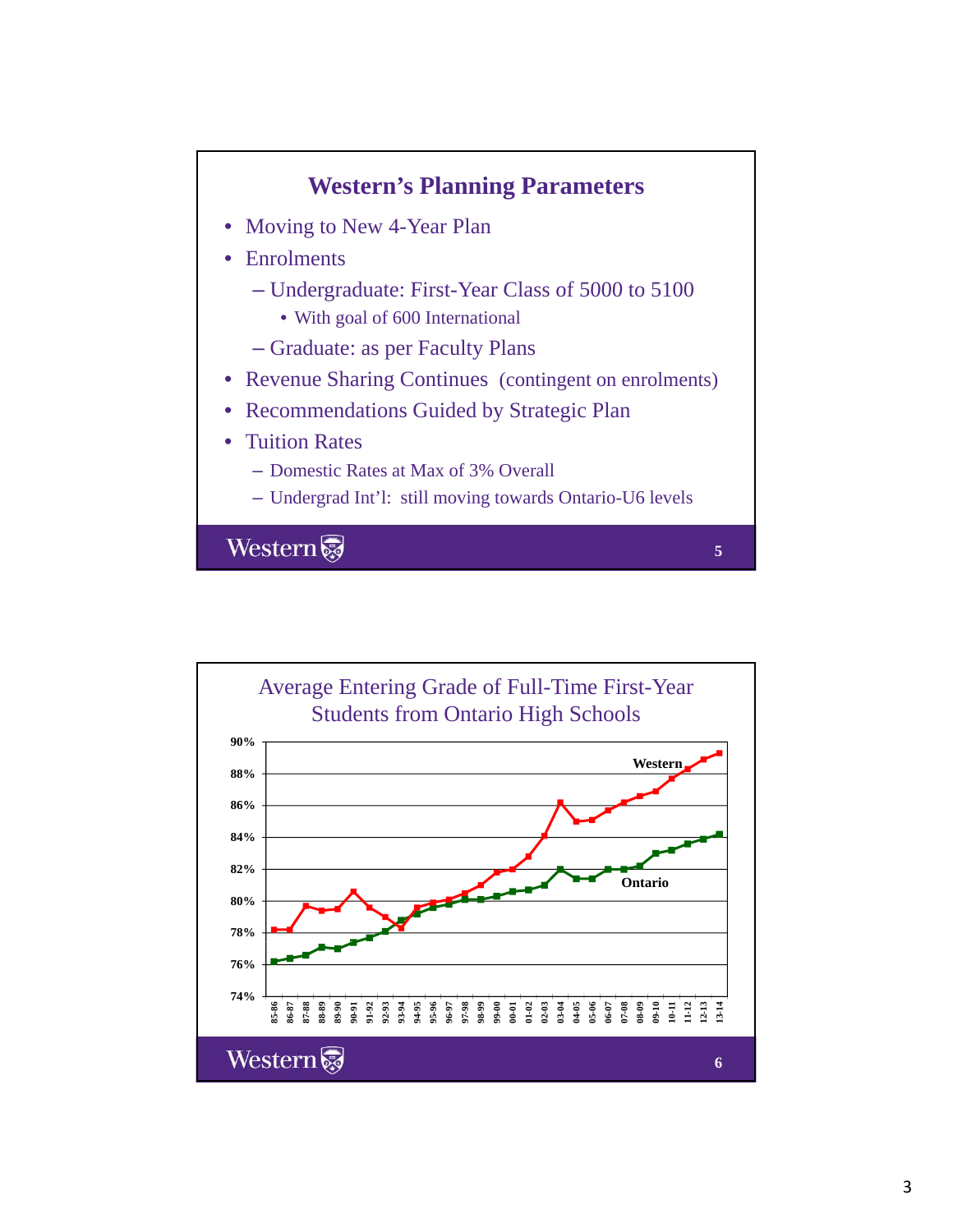## Western's Planning Parameters

- Moving to New 4-Year Plan
- Enrolments
  - Undergraduate: First-Year Class of 5000 to 5100
    - With goal of 600 International
  - Graduate: as per Faculty Plans
- Revenue Sharing Continues (contingent on enrolments)
- Recommendations Guided by Strategic Plan
- Tuition Rates
  - Domestic Rates at Max of 3% Overall
  - Undergrad Int'l: still moving towards Ontario-U6 levels

## Average Entering Grade of Full-Time First-Year Students from Ontario High Schools

Line chart with two series: Western and Ontario. Y-axis: 74% to 90%. X-axis: academic years 85-86 through 13-14.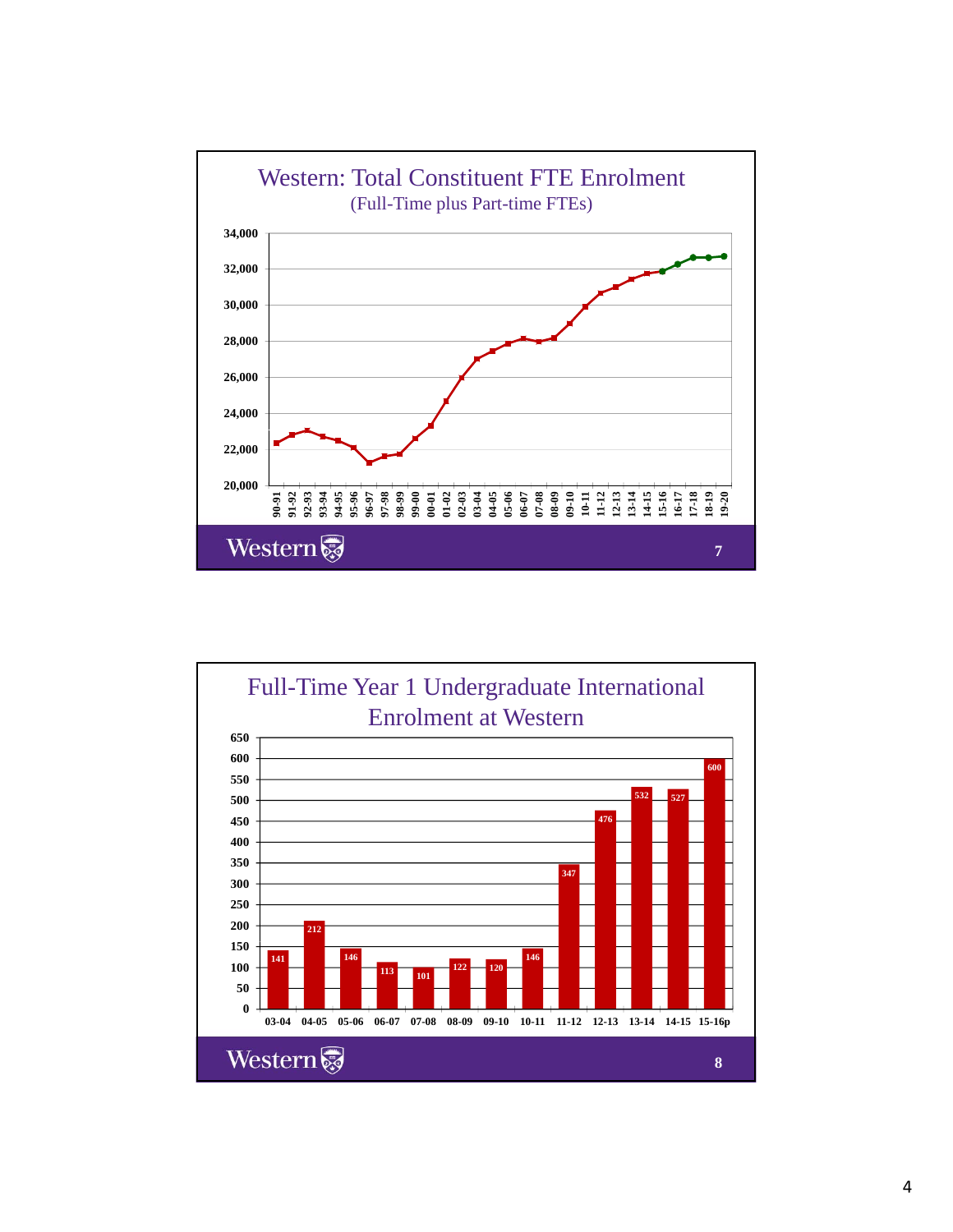## Western: Total Constituent FTE Enrolment

(Full-Time plus Part-time FTEs)

## Full-Time Year 1 Undergraduate International Enrolment at Western

| 03-04 | 04-05 | 05-06 | 06-07 | 07-08 | 08-09 | 09-10 | 10-11 | 11-12 | 12-13 | 13-14 | 14-15 | 15-16p |
|---|---|---|---|---|---|---|---|---|---|---|---|---|
| 141 | 212 | 146 | 113 | 101 | 122 | 120 | 146 | 347 | 476 | 532 | 527 | 600 |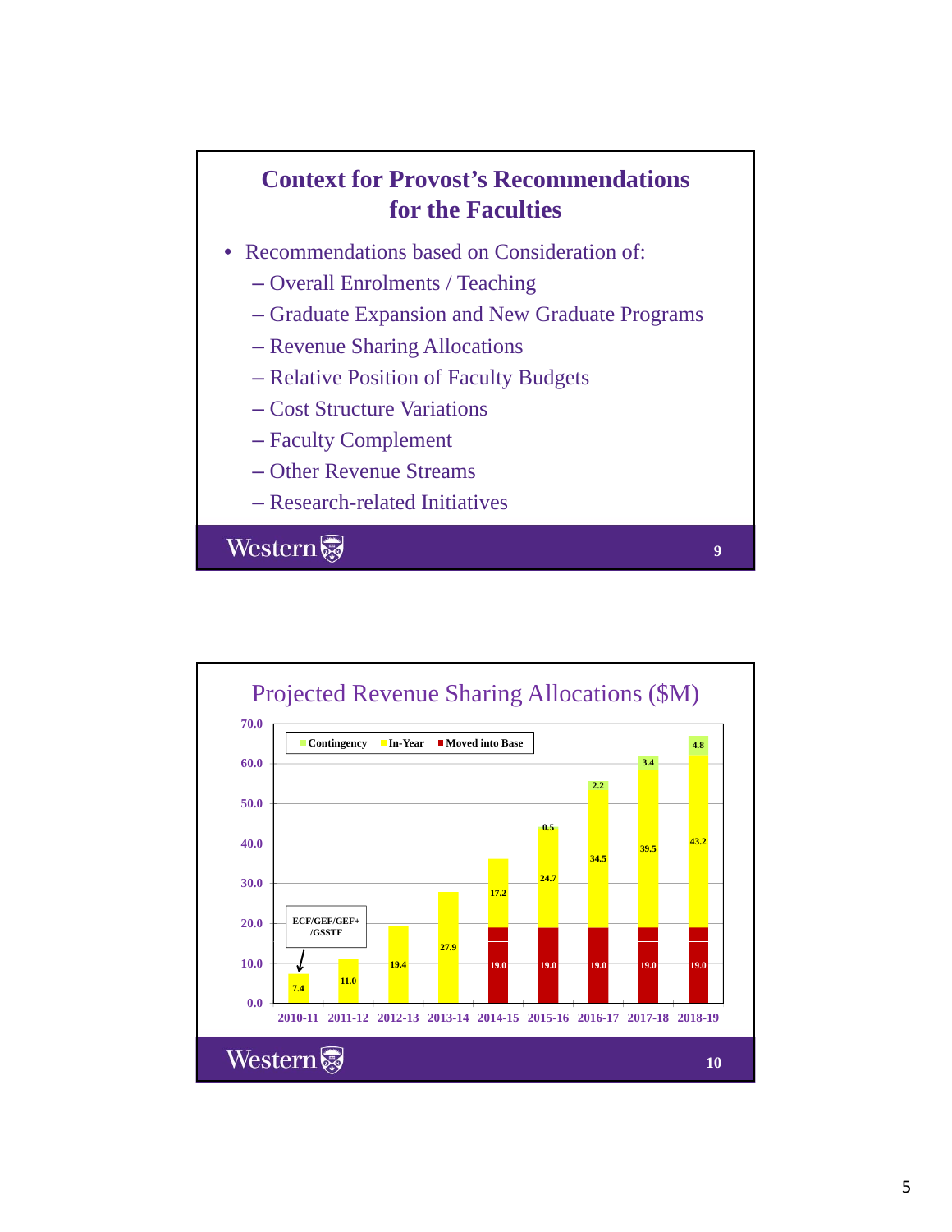## Context for Provost's Recommendations for the Faculties

- Recommendations based on Consideration of:
  - Overall Enrolments / Teaching
  - Graduate Expansion and New Graduate Programs
  - Revenue Sharing Allocations
  - Relative Position of Faculty Budgets
  - Cost Structure Variations
  - Faculty Complement
  - Other Revenue Streams
  - Research-related Initiatives

## Projected Revenue Sharing Allocations ($M)

| Year | Moved into Base | In-Year | Contingency |
|---|---|---|---|
| 2010-11 | | 7.4 | |
| 2011-12 | | 11.0 | |
| 2012-13 | | 19.4 | |
| 2013-14 | | 27.9 | |
| 2014-15 | 19.0 | 17.2 | |
| 2015-16 | 19.0 | 24.7 | 0.5 |
| 2016-17 | 19.0 | 34.5 | 2.2 |
| 2017-18 | 19.0 | 39.5 | 3.4 |
| 2018-19 | 19.0 | 43.2 | 4.8 |

ECF/GEF/GEF+/GSSTF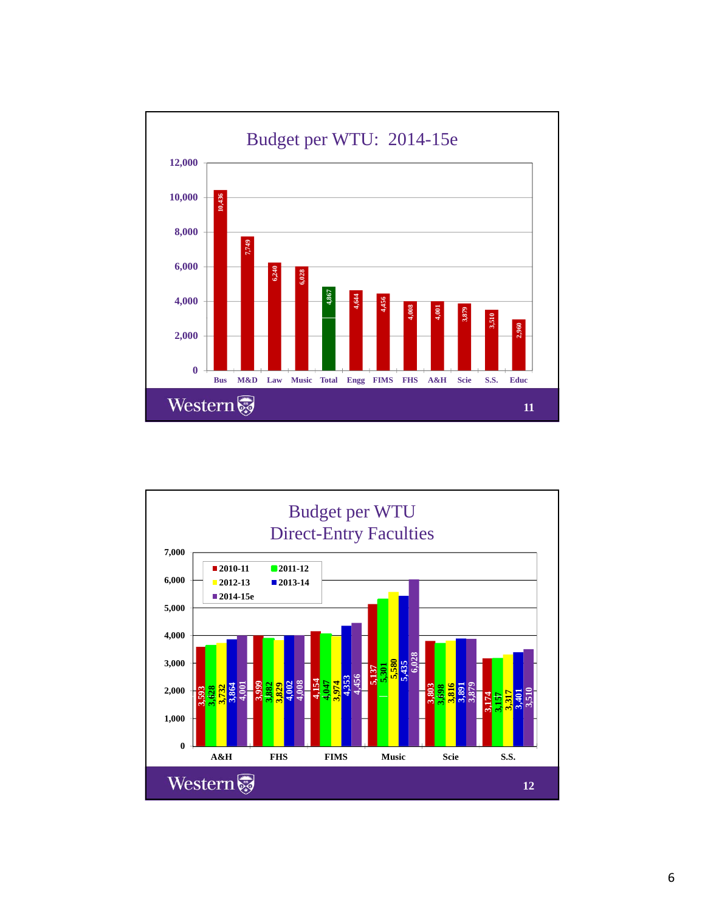## Budget per WTU: 2014-15e

| Faculty | Budget per WTU |
|---|---|
| Bus | 10,436 |
| M&D | 7,749 |
| Law | 6,240 |
| Music | 6,028 |
| Total | 4,867 |
| Engg | 4,644 |
| FIMS | 4,456 |
| FHS | 4,008 |
| A&H | 4,001 |
| Scie | 3,879 |
| S.S. | 3,510 |
| Educ | 2,960 |

Western 11

## Budget per WTU
## Direct-Entry Faculties

| Faculty | 2010-11 | 2011-12 | 2012-13 | 2013-14 | 2014-15e |
|---|---|---|---|---|---|
| A&H | 3,593 | 3,628 | 3,732 | 3,864 | 4,001 |
| FHS | 3,999 | 3,882 | 3,829 | 4,002 | 4,008 |
| FIMS | 4,154 | 4,047 | 3,974 | 4,353 | 4,456 |
| Music | 5,137 | 5,301 | 5,580 | 5,435 | 6,028 |
| Scie | 3,803 | 3,698 | 3,816 | 3,891 | 3,879 |
| S.S. | 3,174 | 3,157 | 3,317 | 3,401 | 3,510 |

Western 12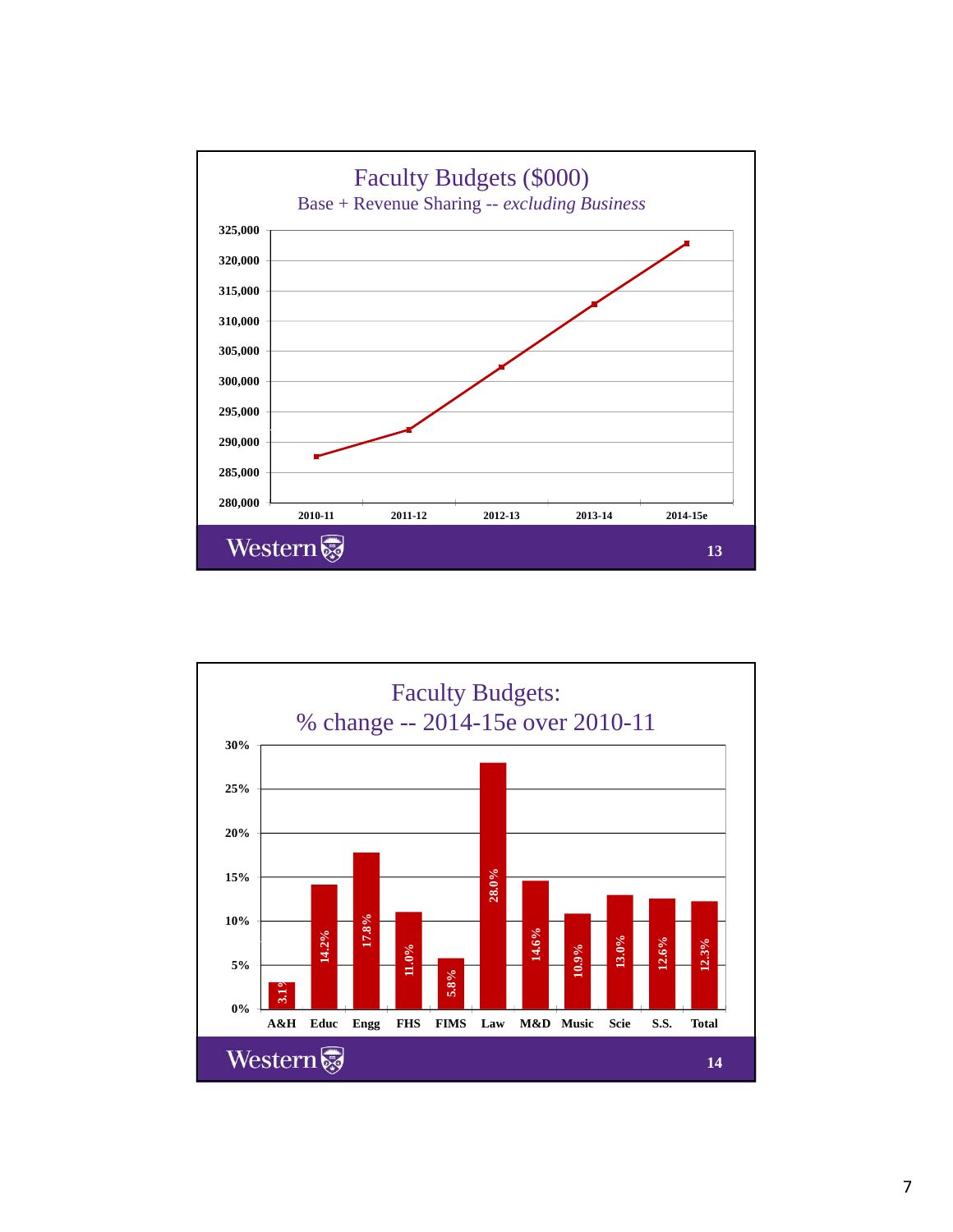## Faculty Budgets ($000)

Base + Revenue Sharing -- *excluding Business*

| Year | Budget ($000) |
|---|---|
| 2010-11 | ~287,500 |
| 2011-12 | ~292,000 |
| 2012-13 | ~302,500 |
| 2013-14 | ~313,000 |
| 2014-15e | ~323,000 |

Western — 13

## Faculty Budgets:
## % change -- 2014-15e over 2010-11

| Faculty | % change |
|---|---|
| A&H | 3.1% |
| Educ | 14.2% |
| Engg | 17.8% |
| FHS | 11.0% |
| FIMS | 5.8% |
| Law | 28.0% |
| M&D | 14.6% |
| Music | 10.9% |
| Scie | 13.0% |
| S.S. | 12.6% |
| Total | 12.3% |

Western — 14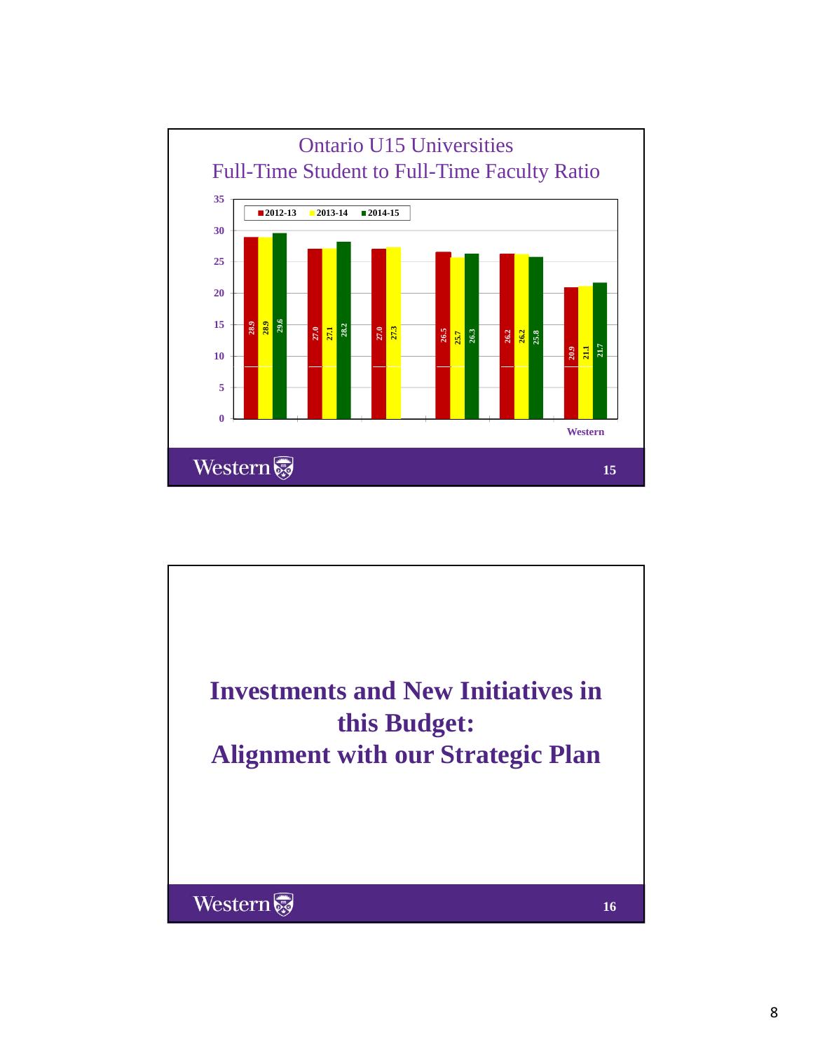## Ontario U15 Universities
## Full-Time Student to Full-Time Faculty Ratio

| | 2012-13 | 2013-14 | 2014-15 |
|---|---|---|---|
| | 28.9 | 28.9 | 29.6 |
| | 27.0 | 27.1 | 28.2 |
| | 27.0 | 27.3 | |
| | 26.5 | 25.7 | 26.3 |
| | 26.2 | 26.2 | 25.8 |
| Western | 20.9 | 21.1 | 21.7 |

---

# Investments and New Initiatives in this Budget: Alignment with our Strategic Plan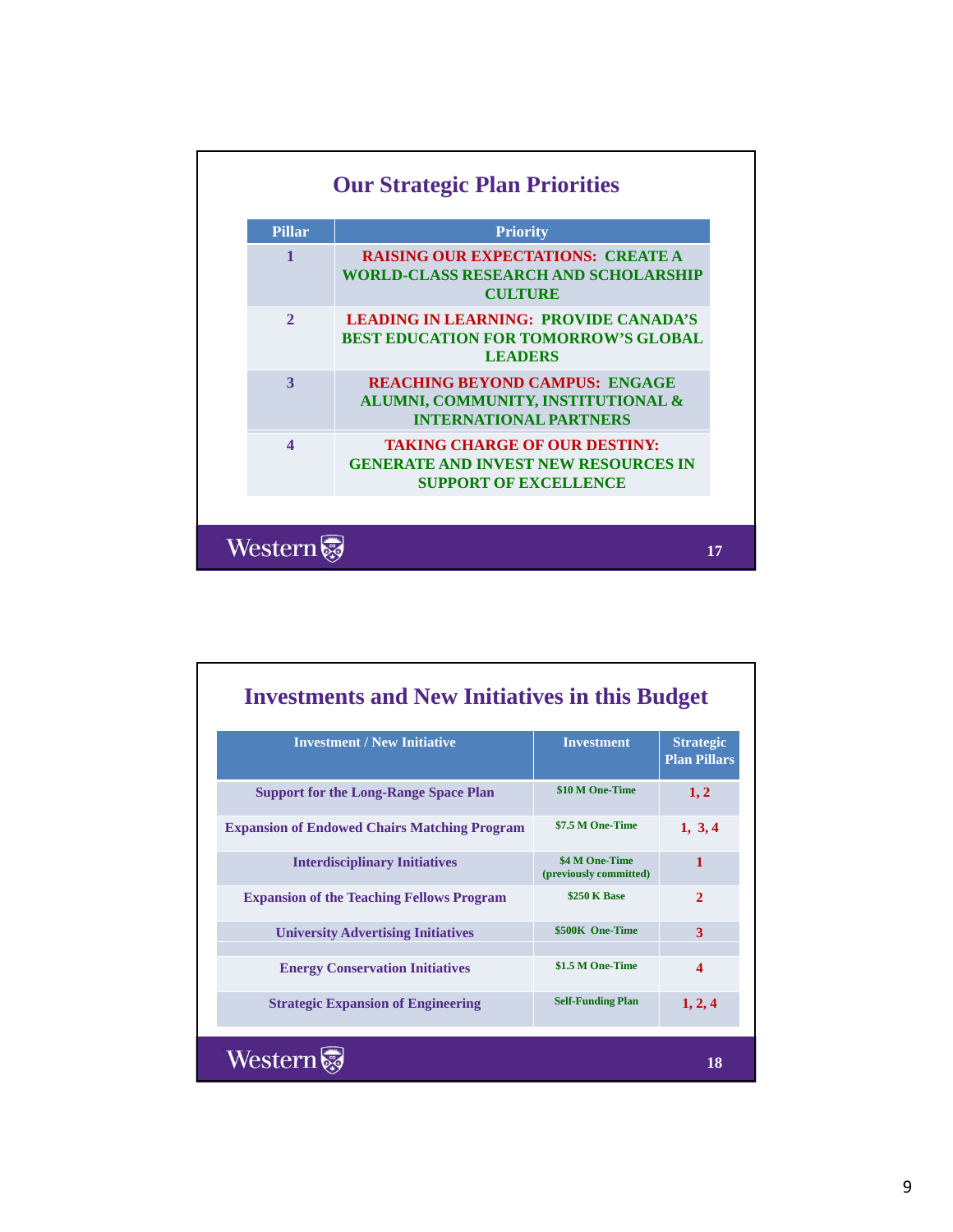## Our Strategic Plan Priorities

| Pillar | Priority |
|---|---|
| 1 | RAISING OUR EXPECTATIONS: CREATE A WORLD-CLASS RESEARCH AND SCHOLARSHIP CULTURE |
| 2 | LEADING IN LEARNING: PROVIDE CANADA'S BEST EDUCATION FOR TOMORROW'S GLOBAL LEADERS |
| 3 | REACHING BEYOND CAMPUS: ENGAGE ALUMNI, COMMUNITY, INSTITUTIONAL & INTERNATIONAL PARTNERS |
| 4 | TAKING CHARGE OF OUR DESTINY: GENERATE AND INVEST NEW RESOURCES IN SUPPORT OF EXCELLENCE |

## Investments and New Initiatives in this Budget

| Investment / New Initiative | Investment | Strategic Plan Pillars |
|---|---|---|
| Support for the Long-Range Space Plan | $10 M One-Time | 1, 2 |
| Expansion of Endowed Chairs Matching Program | $7.5 M One-Time | 1, 3, 4 |
| Interdisciplinary Initiatives | $4 M One-Time (previously committed) | 1 |
| Expansion of the Teaching Fellows Program | $250 K Base | 2 |
| University Advertising Initiatives | $500K One-Time | 3 |
| Energy Conservation Initiatives | $1.5 M One-Time | 4 |
| Strategic Expansion of Engineering | Self-Funding Plan | 1, 2, 4 |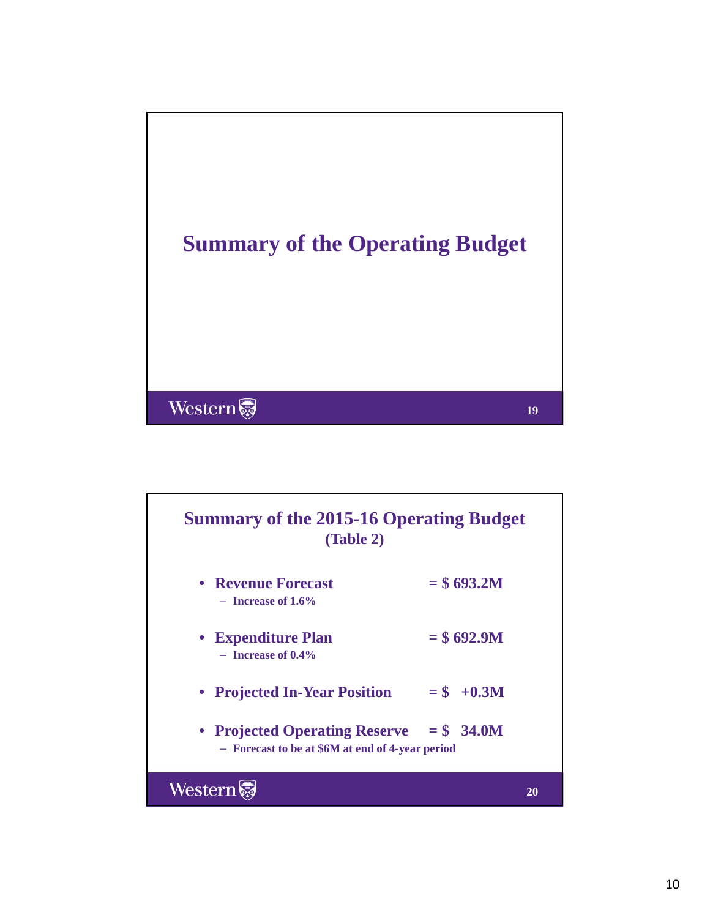# Summary of the Operating Budget

## Summary of the 2015-16 Operating Budget (Table 2)

- **Revenue Forecast** = $ 693.2M
  - Increase of 1.6%
- **Expenditure Plan** = $ 692.9M
  - Increase of 0.4%
- **Projected In-Year Position** = $ +0.3M
- **Projected Operating Reserve** = $ 34.0M
  - Forecast to be at $6M at end of 4-year period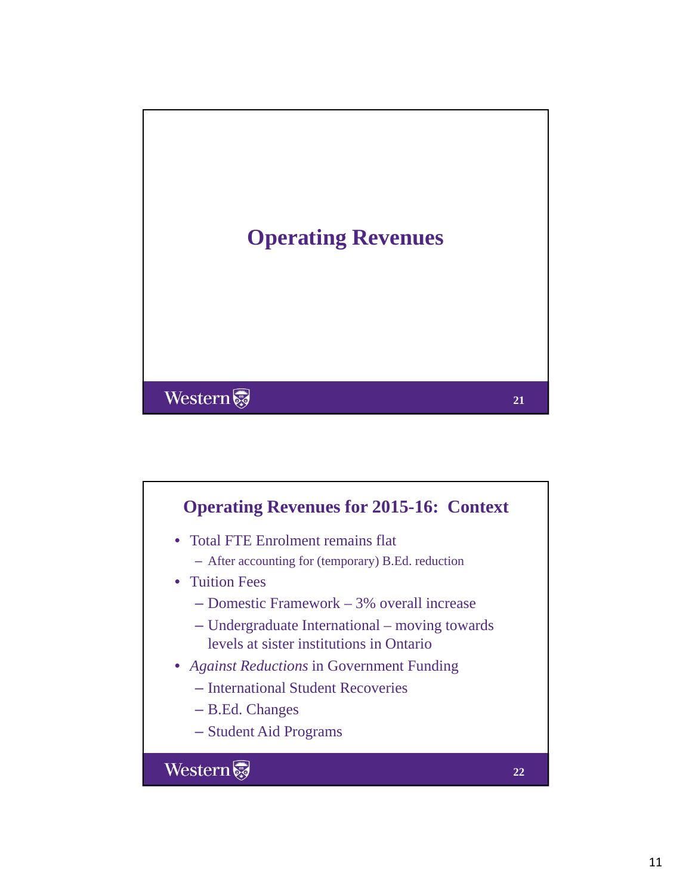# Operating Revenues

## Operating Revenues for 2015-16: Context

- Total FTE Enrolment remains flat
  - After accounting for (temporary) B.Ed. reduction
- Tuition Fees
  - Domestic Framework – 3% overall increase
  - Undergraduate International – moving towards levels at sister institutions in Ontario
- *Against Reductions* in Government Funding
  - International Student Recoveries
  - B.Ed. Changes
  - Student Aid Programs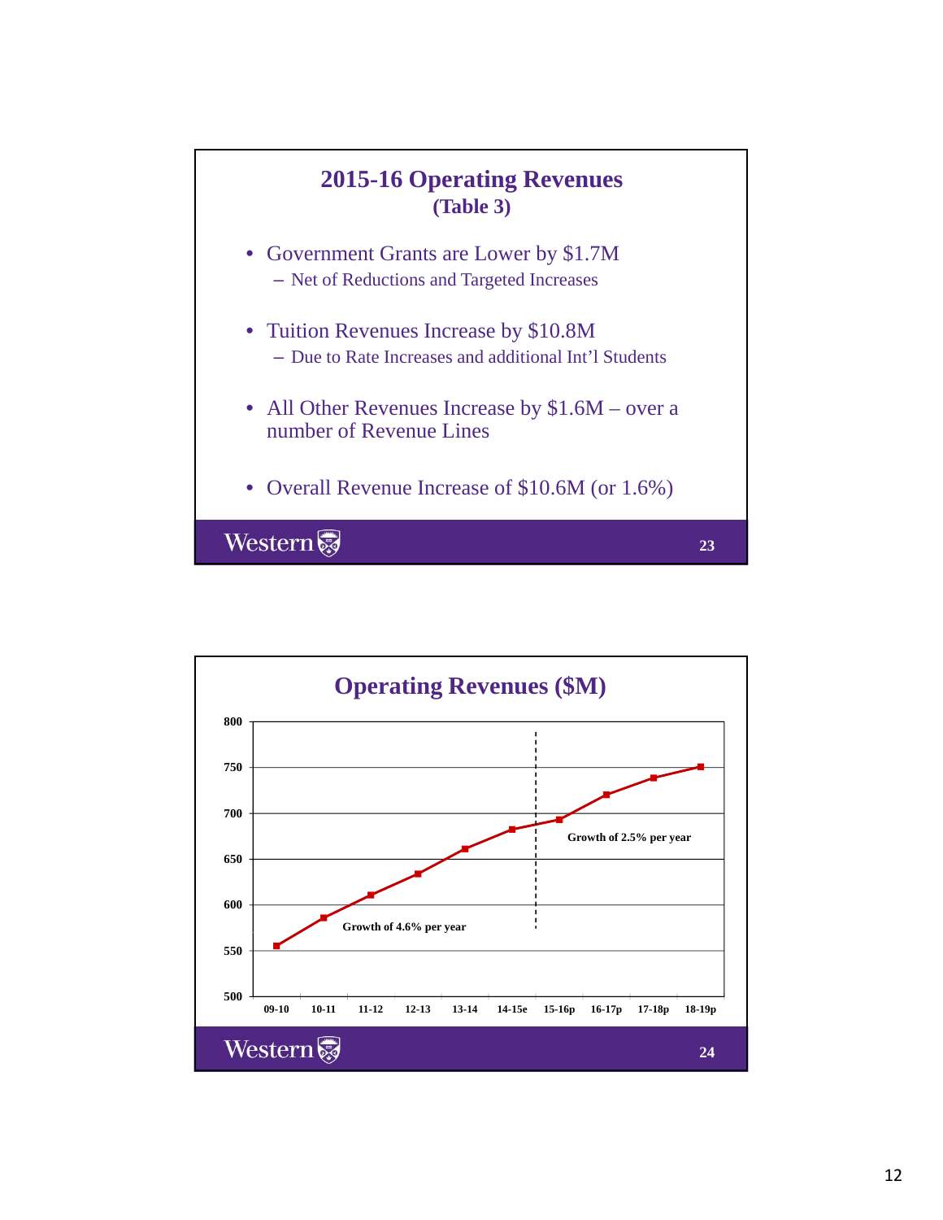## 2015-16 Operating Revenues
### (Table 3)

- Government Grants are Lower by $1.7M
  - Net of Reductions and Targeted Increases
- Tuition Revenues Increase by $10.8M
  - Due to Rate Increases and additional Int'l Students
- All Other Revenues Increase by $1.6M – over a number of Revenue Lines
- Overall Revenue Increase of $10.6M (or 1.6%)

## Operating Revenues ($M)

Growth of 4.6% per year

Growth of 2.5% per year

| Year | Operating Revenues ($M) (approx.) |
|---|---|
| 09-10 | 555 |
| 10-11 | 586 |
| 11-12 | 611 |
| 12-13 | 634 |
| 13-14 | 661 |
| 14-15e | 682 |
| 15-16p | 693 |
| 16-17p | 720 |
| 17-18p | 738 |
| 18-19p | 750 |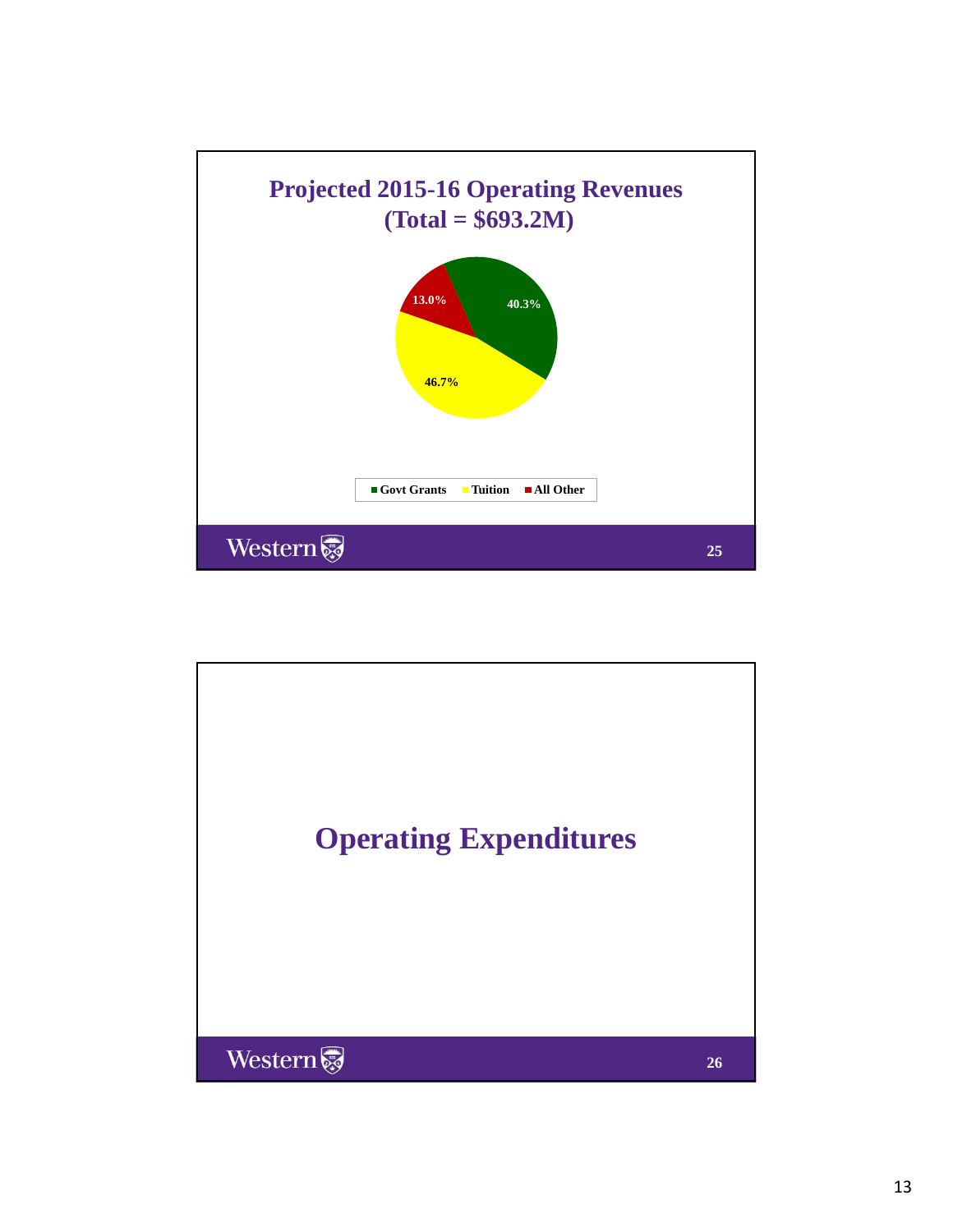## Projected 2015-16 Operating Revenues (Total = $693.2M)

| Category | Share |
|---|---|
| Govt Grants | 40.3% |
| Tuition | 46.7% |
| All Other | 13.0% |

## Operating Expenditures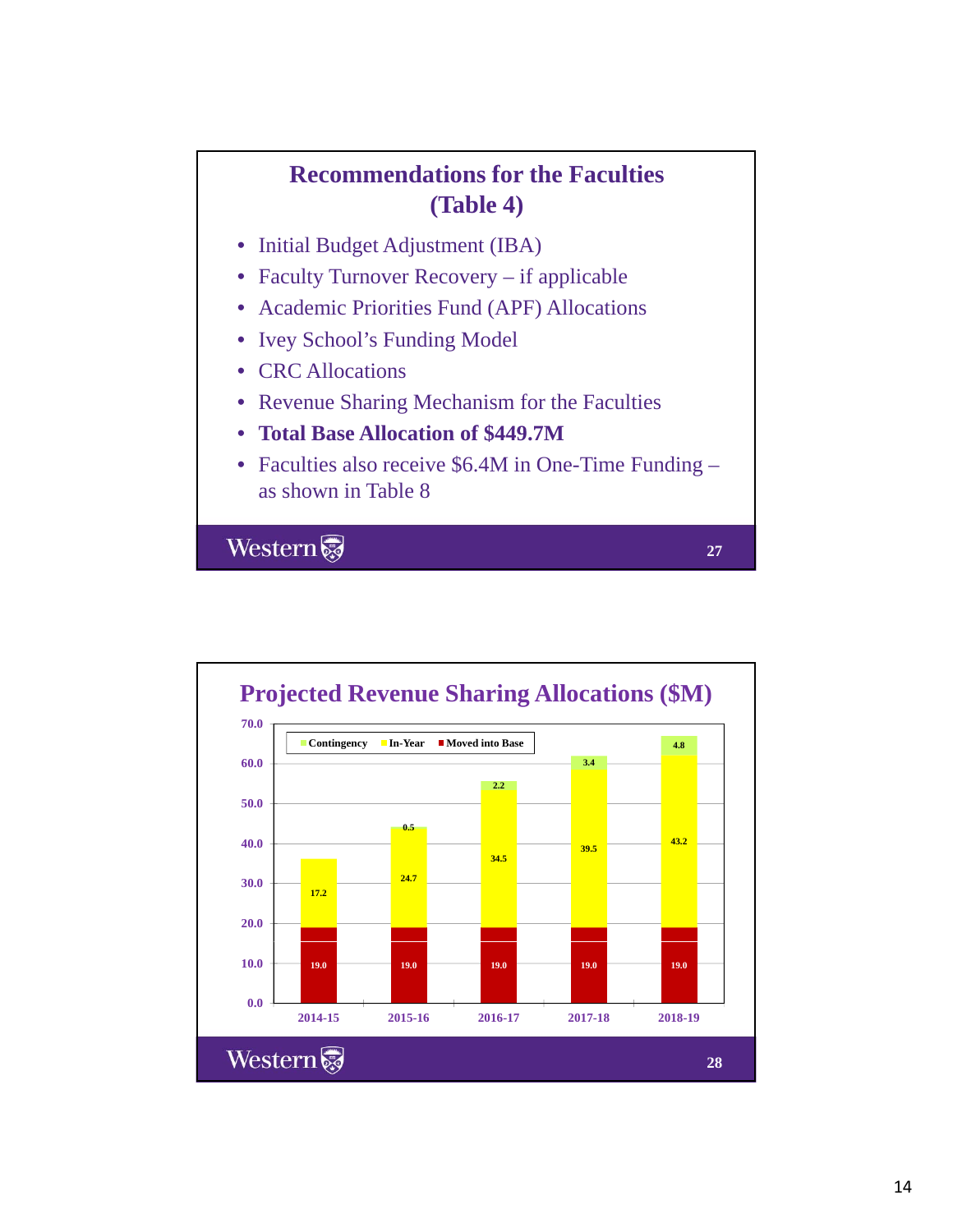## Recommendations for the Faculties (Table 4)

- Initial Budget Adjustment (IBA)
- Faculty Turnover Recovery – if applicable
- Academic Priorities Fund (APF) Allocations
- Ivey School's Funding Model
- CRC Allocations
- Revenue Sharing Mechanism for the Faculties
- **Total Base Allocation of $449.7M**
- Faculties also receive $6.4M in One-Time Funding – as shown in Table 8

## Projected Revenue Sharing Allocations ($M)

| | 2014-15 | 2015-16 | 2016-17 | 2017-18 | 2018-19 |
|---|---|---|---|---|---|
| Contingency | | 0.5 | 2.2 | 3.4 | 4.8 |
| In-Year | 17.2 | 24.7 | 34.5 | 39.5 | 43.2 |
| Moved into Base | 19.0 | 19.0 | 19.0 | 19.0 | 19.0 |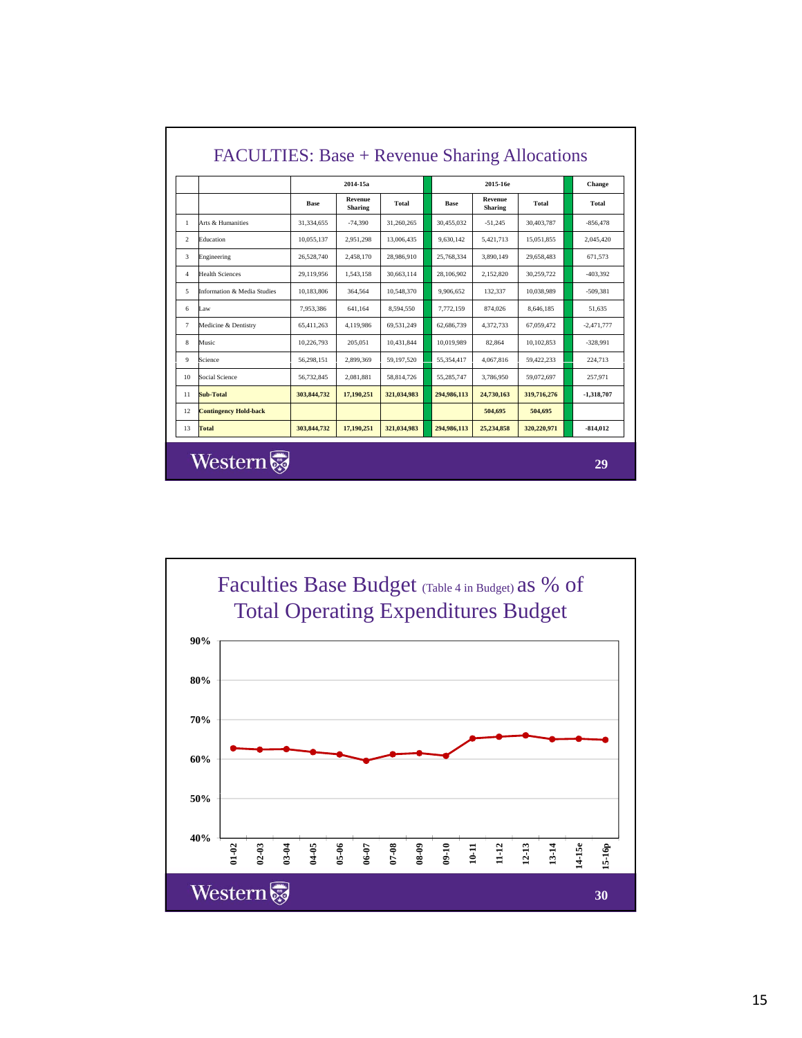## FACULTIES: Base + Revenue Sharing Allocations

| | | 2014-15a | | | 2015-16e | | | Change |
|---|---|---|---|---|---|---|---|---|
| | | Base | Revenue Sharing | Total | Base | Revenue Sharing | Total | Total |
| 1 | Arts & Humanities | 31,334,655 | -74,390 | 31,260,265 | 30,455,032 | -51,245 | 30,403,787 | -856,478 |
| 2 | Education | 10,055,137 | 2,951,298 | 13,006,435 | 9,630,142 | 5,421,713 | 15,051,855 | 2,045,420 |
| 3 | Engineering | 26,528,740 | 2,458,170 | 28,986,910 | 25,768,334 | 3,890,149 | 29,658,483 | 671,573 |
| 4 | Health Sciences | 29,119,956 | 1,543,158 | 30,663,114 | 28,106,902 | 2,152,820 | 30,259,722 | -403,392 |
| 5 | Information & Media Studies | 10,183,806 | 364,564 | 10,548,370 | 9,906,652 | 132,337 | 10,038,989 | -509,381 |
| 6 | Law | 7,953,386 | 641,164 | 8,594,550 | 7,772,159 | 874,026 | 8,646,185 | 51,635 |
| 7 | Medicine & Dentistry | 65,411,263 | 4,119,986 | 69,531,249 | 62,686,739 | 4,372,733 | 67,059,472 | -2,471,777 |
| 8 | Music | 10,226,793 | 205,051 | 10,431,844 | 10,019,989 | 82,864 | 10,102,853 | -328,991 |
| 9 | Science | 56,298,151 | 2,899,369 | 59,197,520 | 55,354,417 | 4,067,816 | 59,422,233 | 224,713 |
| 10 | Social Science | 56,732,845 | 2,081,881 | 58,814,726 | 55,285,747 | 3,786,950 | 59,072,697 | 257,971 |
| 11 | **Sub-Total** | **303,844,732** | **17,190,251** | **321,034,983** | **294,986,113** | **24,730,163** | **319,716,276** | **-1,318,707** |
| 12 | **Contingency Hold-back** | | | | | **504,695** | **504,695** | |
| 13 | **Total** | **303,844,732** | **17,190,251** | **321,034,983** | **294,986,113** | **25,234,858** | **320,220,971** | **-814,012** |

## Faculties Base Budget (Table 4 in Budget) as % of Total Operating Expenditures Budget

| Year | 01-02 | 02-03 | 03-04 | 04-05 | 05-06 | 06-07 | 07-08 | 08-09 | 09-10 | 10-11 | 11-12 | 12-13 | 13-14 | 14-15e | 15-16p |
|---|---|---|---|---|---|---|---|---|---|---|---|---|---|---|---|
| % (approx.) | 62.7% | 62.4% | 62.5% | 61.8% | 61.2% | 59.6% | 61.2% | 61.5% | 60.8% | 65.2% | 65.7% | 66.1% | 65.1% | 65.2% | 64.9% |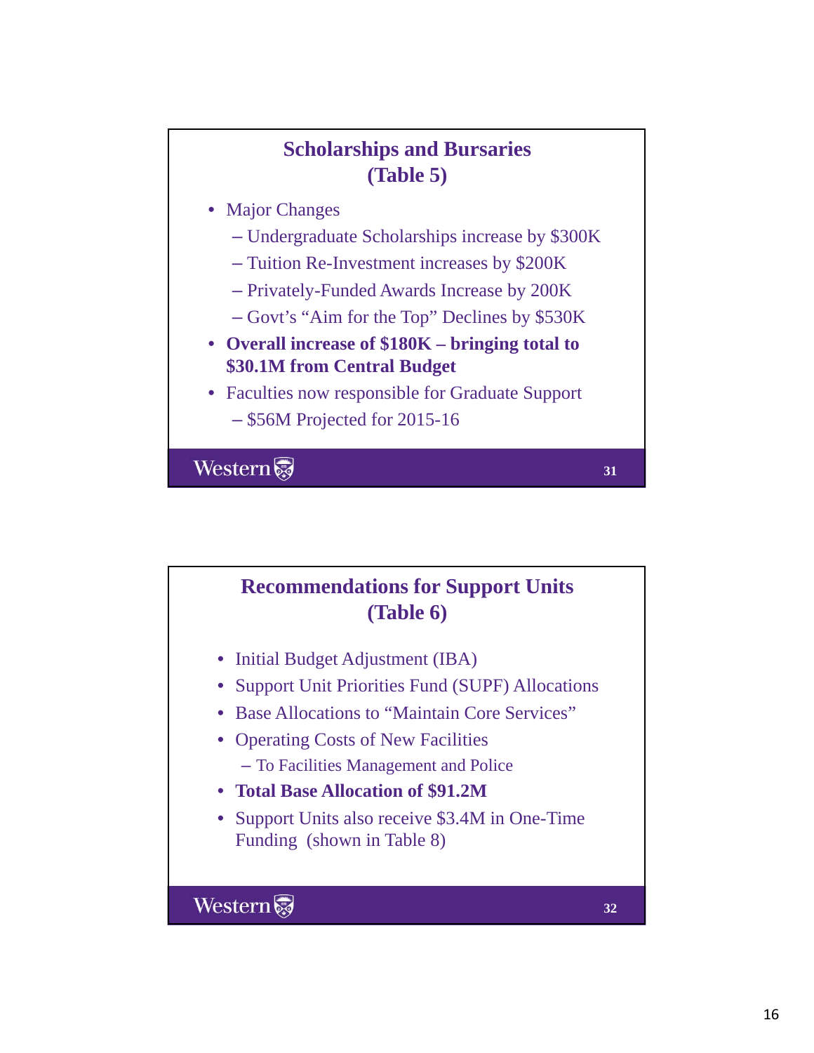## Scholarships and Bursaries (Table 5)

- Major Changes
  - Undergraduate Scholarships increase by $300K
  - Tuition Re-Investment increases by $200K
  - Privately-Funded Awards Increase by 200K
  - Govt's "Aim for the Top" Declines by $530K
- **Overall increase of $180K – bringing total to $30.1M from Central Budget**
- Faculties now responsible for Graduate Support
  - $56M Projected for 2015-16

## Recommendations for Support Units (Table 6)

- Initial Budget Adjustment (IBA)
- Support Unit Priorities Fund (SUPF) Allocations
- Base Allocations to "Maintain Core Services"
- Operating Costs of New Facilities
  - To Facilities Management and Police
- **Total Base Allocation of $91.2M**
- Support Units also receive $3.4M in One-Time Funding (shown in Table 8)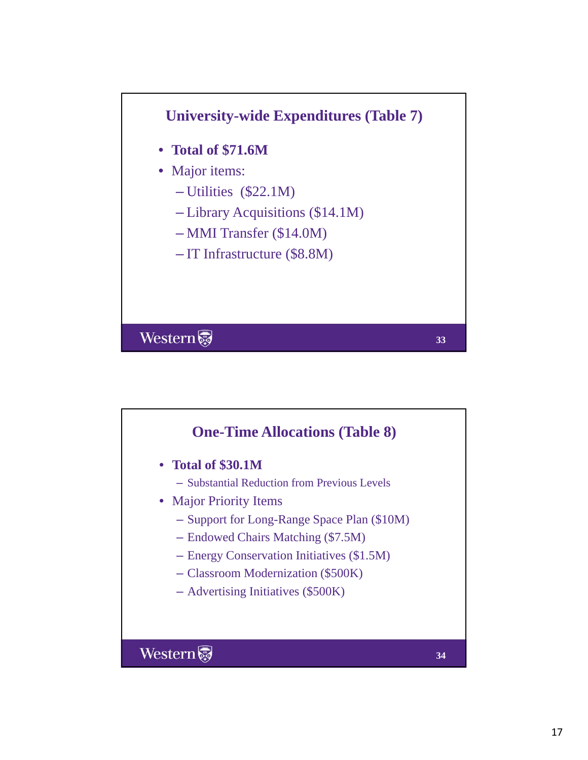## University-wide Expenditures (Table 7)

- **Total of $71.6M**
- Major items:
  - Utilities ($22.1M)
  - Library Acquisitions ($14.1M)
  - MMI Transfer ($14.0M)
  - IT Infrastructure ($8.8M)

## One-Time Allocations (Table 8)

- **Total of $30.1M**
  - Substantial Reduction from Previous Levels
- Major Priority Items
  - Support for Long-Range Space Plan ($10M)
  - Endowed Chairs Matching ($7.5M)
  - Energy Conservation Initiatives ($1.5M)
  - Classroom Modernization ($500K)
  - Advertising Initiatives ($500K)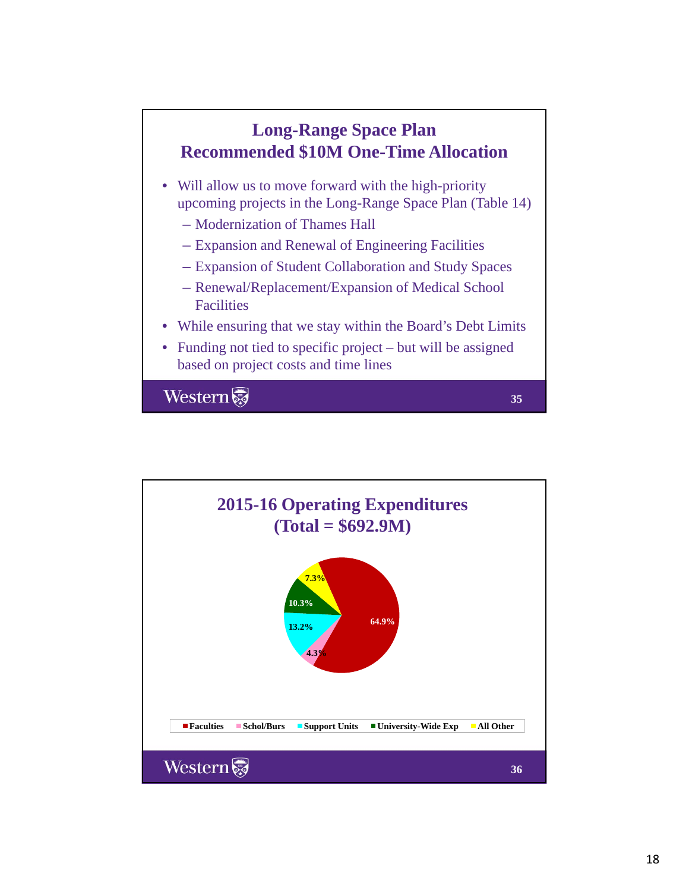## Long-Range Space Plan
## Recommended $10M One-Time Allocation

- Will allow us to move forward with the high-priority upcoming projects in the Long-Range Space Plan (Table 14)
  - Modernization of Thames Hall
  - Expansion and Renewal of Engineering Facilities
  - Expansion of Student Collaboration and Study Spaces
  - Renewal/Replacement/Expansion of Medical School Facilities
- While ensuring that we stay within the Board's Debt Limits
- Funding not tied to specific project – but will be assigned based on project costs and time lines

## 2015-16 Operating Expenditures
## (Total = $692.9M)

| Category | Share |
|---|---|
| Faculties | 64.9% |
| Schol/Burs | 4.3% |
| Support Units | 13.2% |
| University-Wide Exp | 10.3% |
| All Other | 7.3% |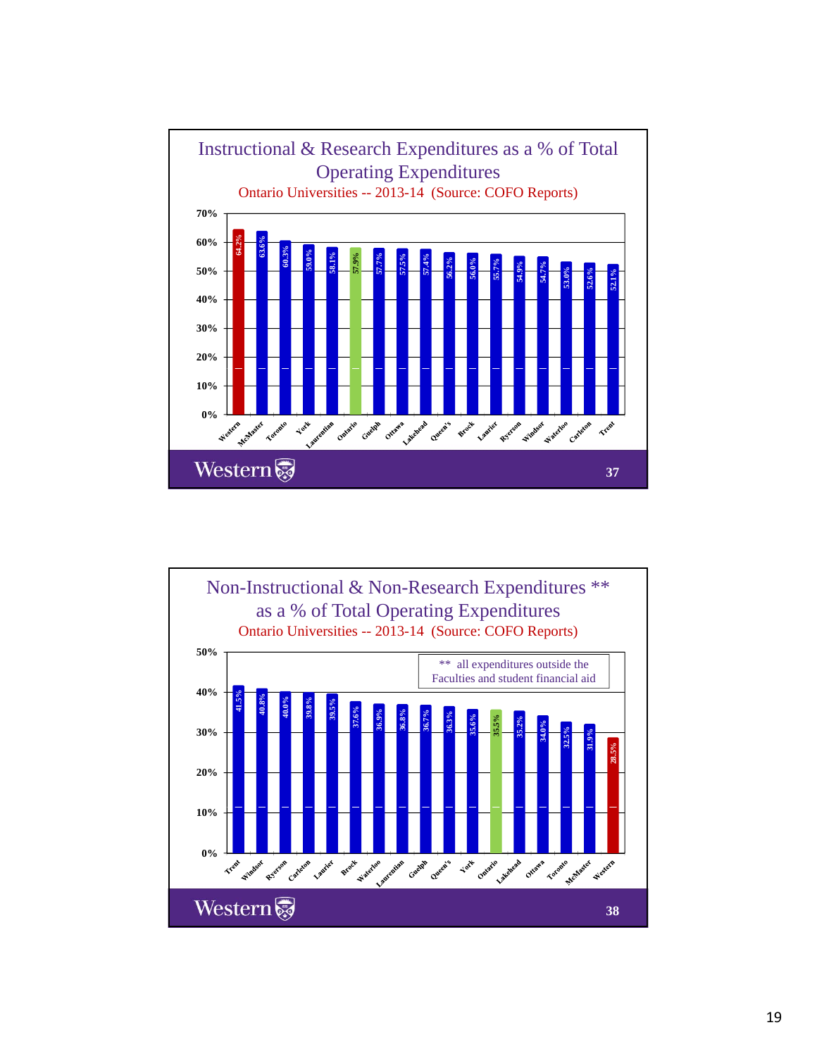## Instructional & Research Expenditures as a % of Total Operating Expenditures

Ontario Universities -- 2013-14 (Source: COFO Reports)

| University | % |
|---|---|
| Western | 64.2% |
| McMaster | 63.6% |
| Toronto | 60.3% |
| York | 59.0% |
| Laurentian | 58.1% |
| Ontario | 57.9% |
| Guelph | 57.7% |
| Ottawa | 57.5% |
| Lakehead | 57.4% |
| Queen's | 56.2% |
| Brock | 56.0% |
| Laurier | 55.7% |
| Ryerson | 54.9% |
| Windsor | 54.7% |
| Waterloo | 53.0% |
| Carleton | 52.6% |
| Trent | 52.1% |

Western 37

## Non-Instructional & Non-Research Expenditures ** as a % of Total Operating Expenditures

Ontario Universities -- 2013-14 (Source: COFO Reports)

** all expenditures outside the Faculties and student financial aid

| University | % |
|---|---|
| Trent | 41.5% |
| Windsor | 40.8% |
| Ryerson | 40.0% |
| Carleton | 39.8% |
| Laurier | 39.5% |
| Brock | 37.6% |
| Waterloo | 36.9% |
| Laurentian | 36.8% |
| Guelph | 36.7% |
| Queen's | 36.3% |
| York | 35.6% |
| Ontario | 35.5% |
| Lakehead | 35.2% |
| Ottawa | 34.0% |
| Toronto | 32.5% |
| McMaster | 31.9% |
| Western | 28.5% |

Western 38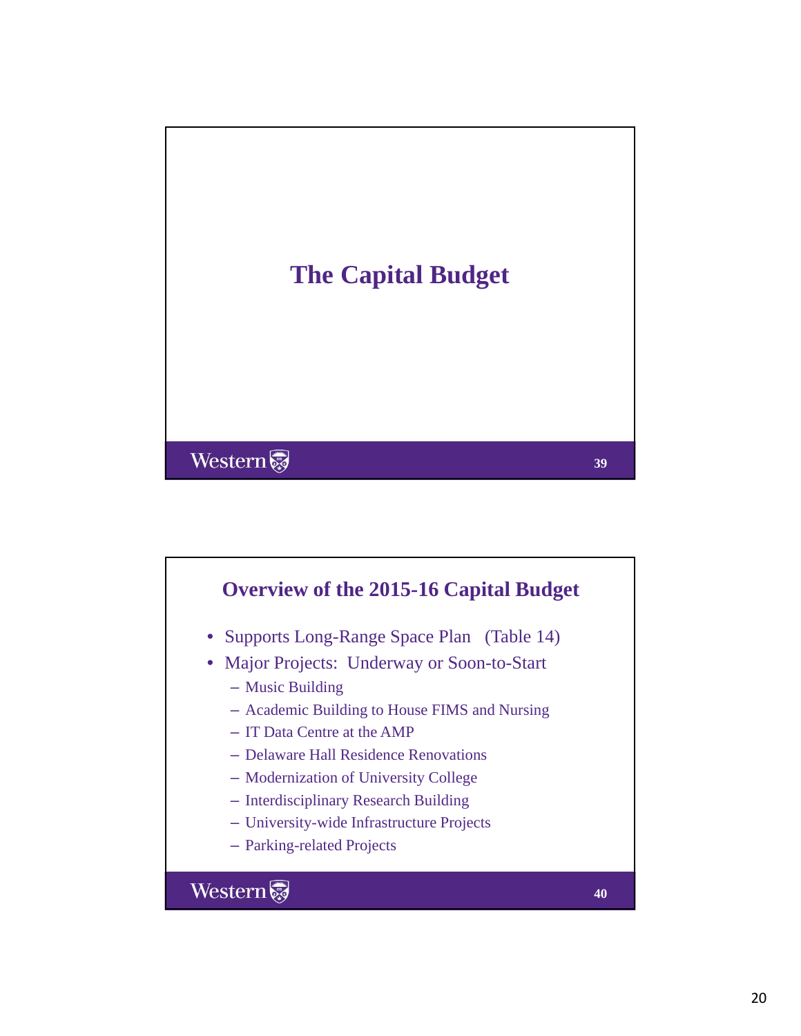# The Capital Budget

## Overview of the 2015-16 Capital Budget

- Supports Long-Range Space Plan (Table 14)
- Major Projects: Underway or Soon-to-Start
  - Music Building
  - Academic Building to House FIMS and Nursing
  - IT Data Centre at the AMP
  - Delaware Hall Residence Renovations
  - Modernization of University College
  - Interdisciplinary Research Building
  - University-wide Infrastructure Projects
  - Parking-related Projects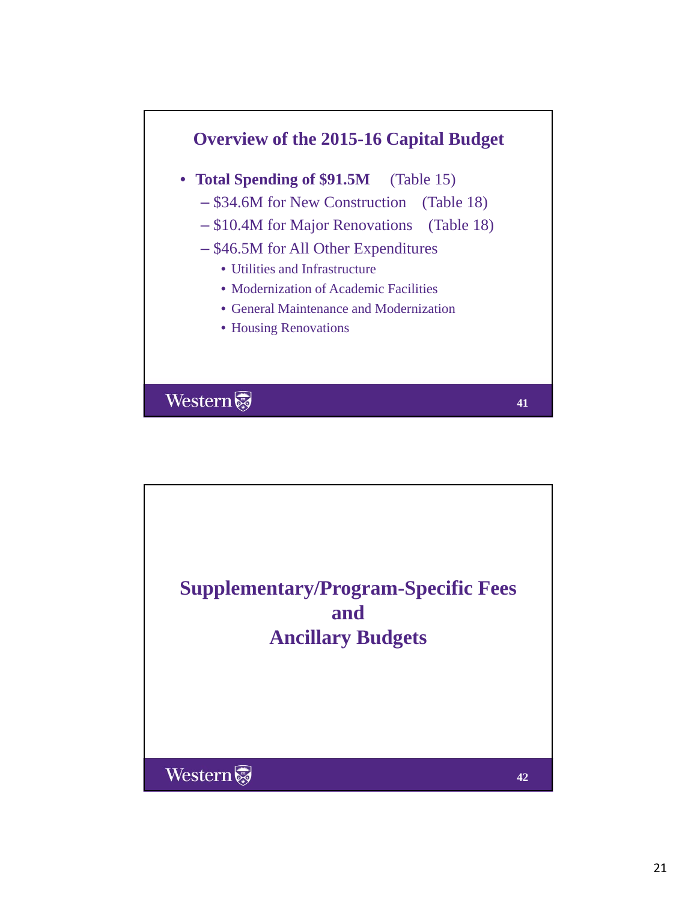## Overview of the 2015-16 Capital Budget

- **Total Spending of $91.5M** (Table 15)
  - $34.6M for New Construction (Table 18)
  - $10.4M for Major Renovations (Table 18)
  - $46.5M for All Other Expenditures
    - Utilities and Infrastructure
    - Modernization of Academic Facilities
    - General Maintenance and Modernization
    - Housing Renovations

## Supplementary/Program-Specific Fees and Ancillary Budgets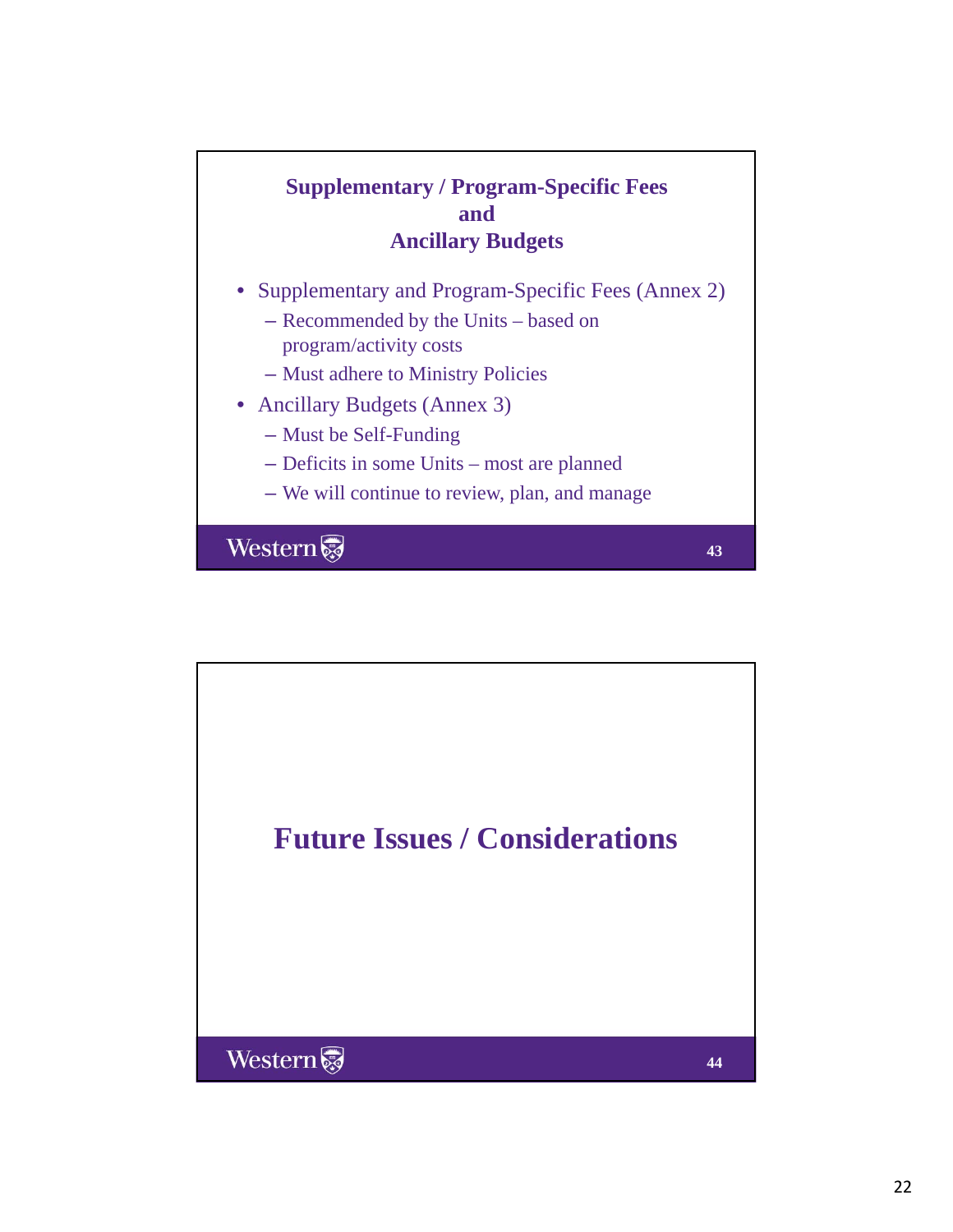## Supplementary / Program-Specific Fees and Ancillary Budgets

- Supplementary and Program-Specific Fees (Annex 2)
  - Recommended by the Units – based on program/activity costs
  - Must adhere to Ministry Policies
- Ancillary Budgets (Annex 3)
  - Must be Self-Funding
  - Deficits in some Units – most are planned
  - We will continue to review, plan, and manage

## Future Issues / Considerations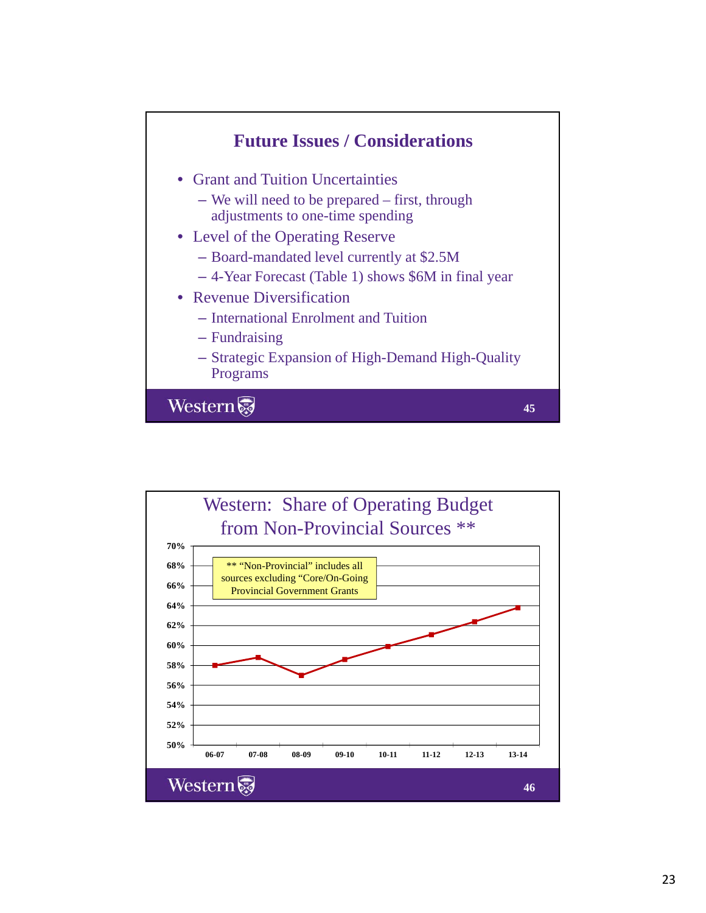## Future Issues / Considerations

- Grant and Tuition Uncertainties
  - We will need to be prepared – first, through adjustments to one-time spending
- Level of the Operating Reserve
  - Board-mandated level currently at $2.5M
  - 4-Year Forecast (Table 1) shows $6M in final year
- Revenue Diversification
  - International Enrolment and Tuition
  - Fundraising
  - Strategic Expansion of High-Demand High-Quality Programs

## Western: Share of Operating Budget from Non-Provincial Sources **

** "Non-Provincial" includes all sources excluding "Core/On-Going Provincial Government Grants

| Year | Share (approx.) |
|---|---|
| 06-07 | 58% |
| 07-08 | 58.8% |
| 08-09 | 57% |
| 09-10 | 58.6% |
| 10-11 | 59.9% |
| 11-12 | 61.1% |
| 12-13 | 62.4% |
| 13-14 | 63.8% |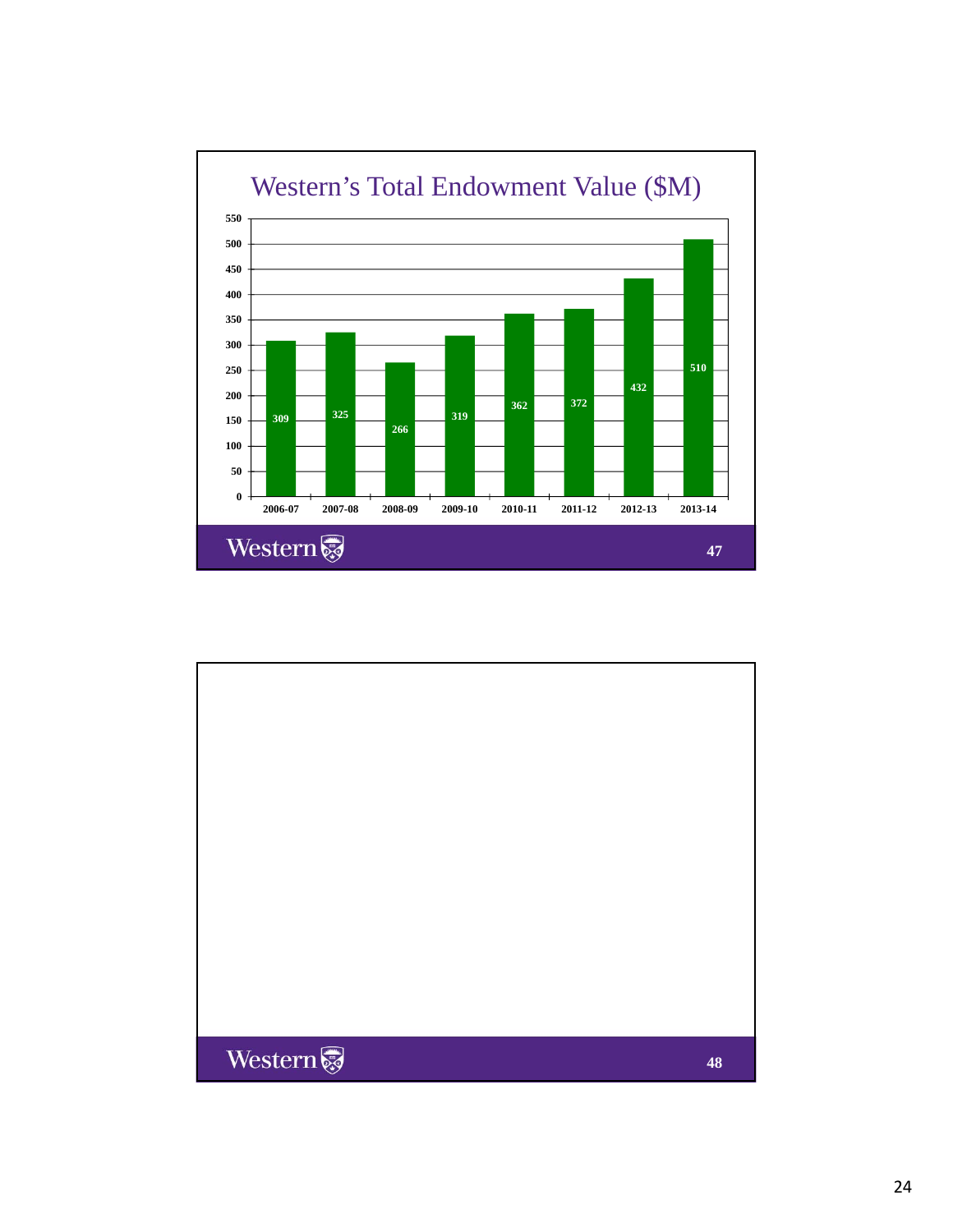## Western's Total Endowment Value ($M)

550
500
450
400
350
300
250
200
150
100
50
0

309
325
266
319
362
372
432
510

2006-07
2007-08
2008-09
2009-10
2010-11
2011-12
2012-13
2013-14

Western